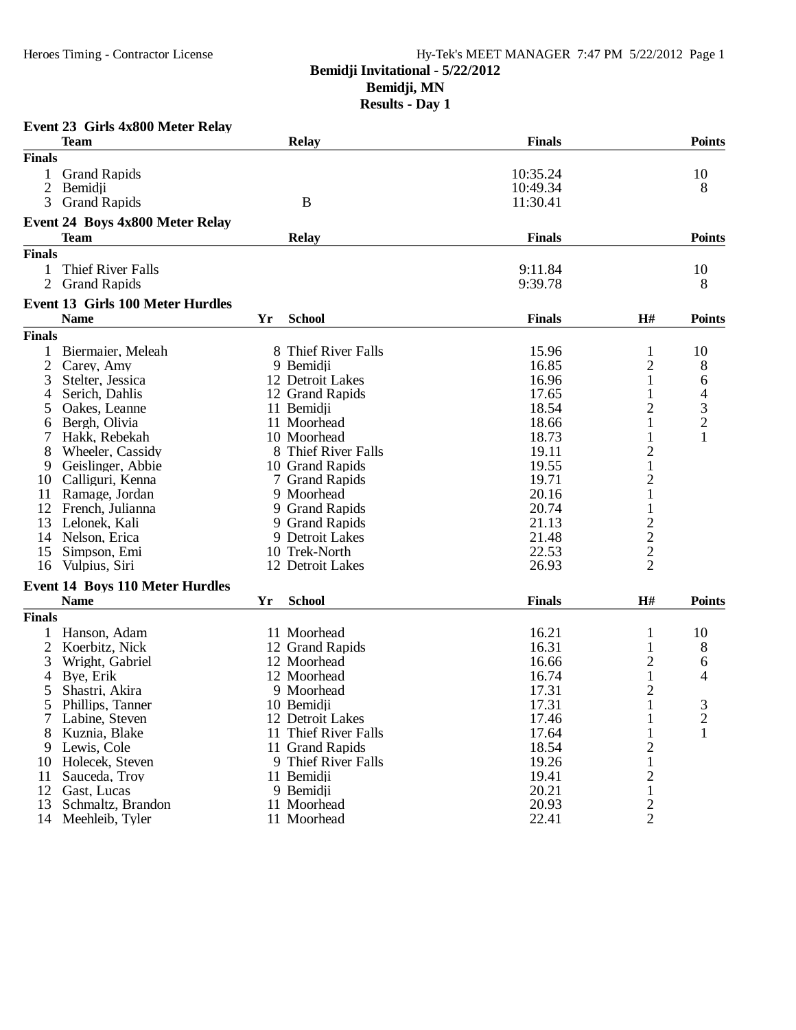Heroes Timing - Contractor License    Hy-Tek's MEET MANAGER 7:47 PM 5/22/2012 Page 1

# Bemidji Invitational - 5/22/2012
## Bemidji, MN
## Results - Day 1

### Event 23 Girls 4x800 Meter Relay

| | Team | Relay | Finals | Points |
|---|---|---|---|---|
| **Finals** | | | | |
| 1 | Grand Rapids | | 10:35.24 | 10 |
| 2 | Bemidji | | 10:49.34 | 8 |
| 3 | Grand Rapids | B | 11:30.41 | |

### Event 24 Boys 4x800 Meter Relay

| | Team | Relay | Finals | Points |
|---|---|---|---|---|
| **Finals** | | | | |
| 1 | Thief River Falls | | 9:11.84 | 10 |
| 2 | Grand Rapids | | 9:39.78 | 8 |

### Event 13 Girls 100 Meter Hurdles

| | Name | Yr | School | Finals | H# | Points |
|---|---|---|---|---|---|---|
| **Finals** | | | | | | |
| 1 | Biermaier, Meleah | 8 | Thief River Falls | 15.96 | 1 | 10 |
| 2 | Carey, Amy | 9 | Bemidji | 16.85 | 2 | 8 |
| 3 | Stelter, Jessica | 12 | Detroit Lakes | 16.96 | 1 | 6 |
| 4 | Serich, Dahlis | 12 | Grand Rapids | 17.65 | 1 | 4 |
| 5 | Oakes, Leanne | 11 | Bemidji | 18.54 | 2 | 3 |
| 6 | Bergh, Olivia | 11 | Moorhead | 18.66 | 1 | 2 |
| 7 | Hakk, Rebekah | 10 | Moorhead | 18.73 | 1 | 1 |
| 8 | Wheeler, Cassidy | 8 | Thief River Falls | 19.11 | 2 | |
| 9 | Geislinger, Abbie | 10 | Grand Rapids | 19.55 | 1 | |
| 10 | Calliguri, Kenna | 7 | Grand Rapids | 19.71 | 2 | |
| 11 | Ramage, Jordan | 9 | Moorhead | 20.16 | 1 | |
| 12 | French, Julianna | 9 | Grand Rapids | 20.74 | 1 | |
| 13 | Lelonek, Kali | 9 | Grand Rapids | 21.13 | 2 | |
| 14 | Nelson, Erica | 9 | Detroit Lakes | 21.48 | 2 | |
| 15 | Simpson, Emi | 10 | Trek-North | 22.53 | 2 | |
| 16 | Vulpius, Siri | 12 | Detroit Lakes | 26.93 | 2 | |

### Event 14 Boys 110 Meter Hurdles

| | Name | Yr | School | Finals | H# | Points |
|---|---|---|---|---|---|---|
| **Finals** | | | | | | |
| 1 | Hanson, Adam | 11 | Moorhead | 16.21 | 1 | 10 |
| 2 | Koerbitz, Nick | 12 | Grand Rapids | 16.31 | 1 | 8 |
| 3 | Wright, Gabriel | 12 | Moorhead | 16.66 | 2 | 6 |
| 4 | Bye, Erik | 12 | Moorhead | 16.74 | 1 | 4 |
| 5 | Shastri, Akira | 9 | Moorhead | 17.31 | 2 | |
| 5 | Phillips, Tanner | 10 | Bemidji | 17.31 | 1 | 3 |
| 7 | Labine, Steven | 12 | Detroit Lakes | 17.46 | 1 | 2 |
| 8 | Kuznia, Blake | 11 | Thief River Falls | 17.64 | 1 | 1 |
| 9 | Lewis, Cole | 11 | Grand Rapids | 18.54 | 2 | |
| 10 | Holecek, Steven | 9 | Thief River Falls | 19.26 | 1 | |
| 11 | Sauceda, Troy | 11 | Bemidji | 19.41 | 2 | |
| 12 | Gast, Lucas | 9 | Bemidji | 20.21 | 1 | |
| 13 | Schmaltz, Brandon | 11 | Moorhead | 20.93 | 2 | |
| 14 | Meehleib, Tyler | 11 | Moorhead | 22.41 | 2 | |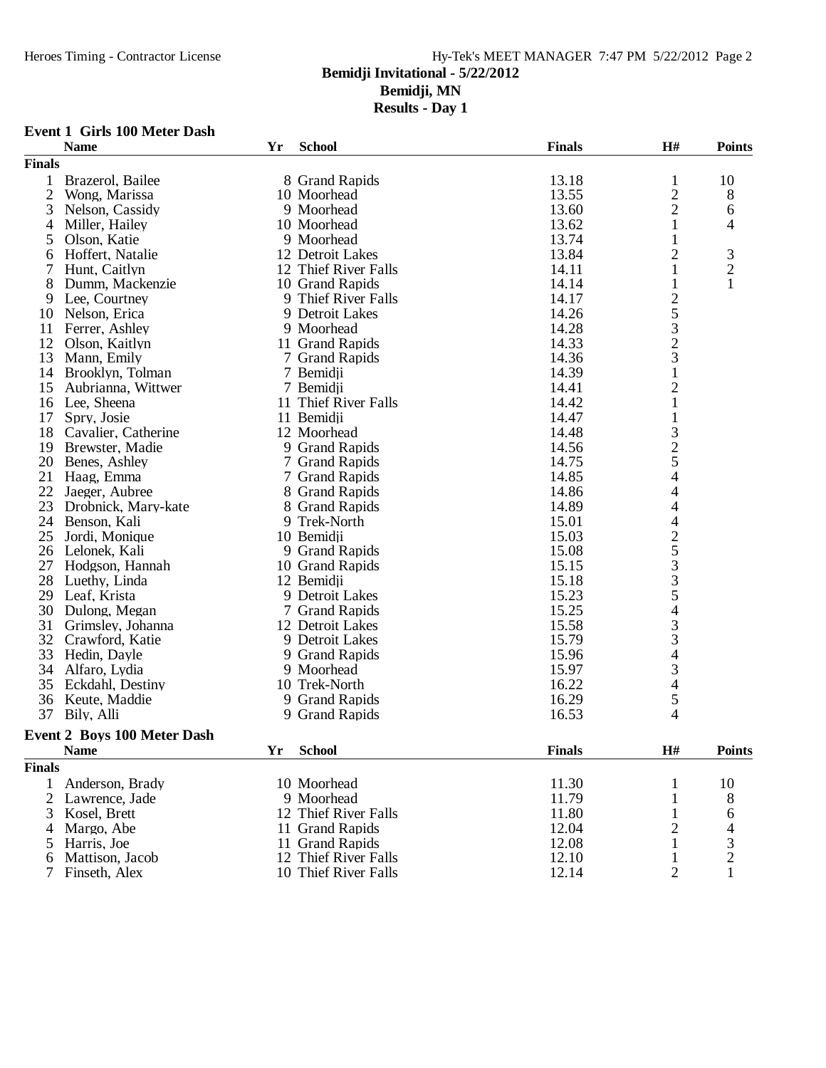# Bemidji Invitational - 5/22/2012
## Bemidji, MN
## Results - Day 1

### Event 1 Girls 100 Meter Dash

| | Name | Yr | School | Finals | H# | Points |
|---|---|---|---|---|---|---|
| **Finals** | | | | | | |
| 1 | Brazerol, Bailee | 8 | Grand Rapids | 13.18 | 1 | 10 |
| 2 | Wong, Marissa | 10 | Moorhead | 13.55 | 2 | 8 |
| 3 | Nelson, Cassidy | 9 | Moorhead | 13.60 | 2 | 6 |
| 4 | Miller, Hailey | 10 | Moorhead | 13.62 | 1 | 4 |
| 5 | Olson, Katie | 9 | Moorhead | 13.74 | 1 | |
| 6 | Hoffert, Natalie | 12 | Detroit Lakes | 13.84 | 2 | 3 |
| 7 | Hunt, Caitlyn | 12 | Thief River Falls | 14.11 | 1 | 2 |
| 8 | Dumm, Mackenzie | 10 | Grand Rapids | 14.14 | 1 | 1 |
| 9 | Lee, Courtney | 9 | Thief River Falls | 14.17 | 2 | |
| 10 | Nelson, Erica | 9 | Detroit Lakes | 14.26 | 5 | |
| 11 | Ferrer, Ashley | 9 | Moorhead | 14.28 | 3 | |
| 12 | Olson, Kaitlyn | 11 | Grand Rapids | 14.33 | 2 | |
| 13 | Mann, Emily | 7 | Grand Rapids | 14.36 | 3 | |
| 14 | Brooklyn, Tolman | 7 | Bemidji | 14.39 | 1 | |
| 15 | Aubrianna, Wittwer | 7 | Bemidji | 14.41 | 2 | |
| 16 | Lee, Sheena | 11 | Thief River Falls | 14.42 | 1 | |
| 17 | Spry, Josie | 11 | Bemidji | 14.47 | 1 | |
| 18 | Cavalier, Catherine | 12 | Moorhead | 14.48 | 3 | |
| 19 | Brewster, Madie | 9 | Grand Rapids | 14.56 | 2 | |
| 20 | Benes, Ashley | 7 | Grand Rapids | 14.75 | 5 | |
| 21 | Haag, Emma | 7 | Grand Rapids | 14.85 | 4 | |
| 22 | Jaeger, Aubree | 8 | Grand Rapids | 14.86 | 4 | |
| 23 | Drobnick, Mary-kate | 8 | Grand Rapids | 14.89 | 4 | |
| 24 | Benson, Kali | 9 | Trek-North | 15.01 | 4 | |
| 25 | Jordi, Monique | 10 | Bemidji | 15.03 | 2 | |
| 26 | Lelonek, Kali | 9 | Grand Rapids | 15.08 | 5 | |
| 27 | Hodgson, Hannah | 10 | Grand Rapids | 15.15 | 3 | |
| 28 | Luethy, Linda | 12 | Bemidji | 15.18 | 3 | |
| 29 | Leaf, Krista | 9 | Detroit Lakes | 15.23 | 5 | |
| 30 | Dulong, Megan | 7 | Grand Rapids | 15.25 | 4 | |
| 31 | Grimsley, Johanna | 12 | Detroit Lakes | 15.58 | 3 | |
| 32 | Crawford, Katie | 9 | Detroit Lakes | 15.79 | 3 | |
| 33 | Hedin, Dayle | 9 | Grand Rapids | 15.96 | 4 | |
| 34 | Alfaro, Lydia | 9 | Moorhead | 15.97 | 3 | |
| 35 | Eckdahl, Destiny | 10 | Trek-North | 16.22 | 4 | |
| 36 | Keute, Maddie | 9 | Grand Rapids | 16.29 | 5 | |
| 37 | Bily, Alli | 9 | Grand Rapids | 16.53 | 4 | |

### Event 2 Boys 100 Meter Dash

| | Name | Yr | School | Finals | H# | Points |
|---|---|---|---|---|---|---|
| **Finals** | | | | | | |
| 1 | Anderson, Brady | 10 | Moorhead | 11.30 | 1 | 10 |
| 2 | Lawrence, Jade | 9 | Moorhead | 11.79 | 1 | 8 |
| 3 | Kosel, Brett | 12 | Thief River Falls | 11.80 | 1 | 6 |
| 4 | Margo, Abe | 11 | Grand Rapids | 12.04 | 2 | 4 |
| 5 | Harris, Joe | 11 | Grand Rapids | 12.08 | 1 | 3 |
| 6 | Mattison, Jacob | 12 | Thief River Falls | 12.10 | 1 | 2 |
| 7 | Finseth, Alex | 10 | Thief River Falls | 12.14 | 2 | 1 |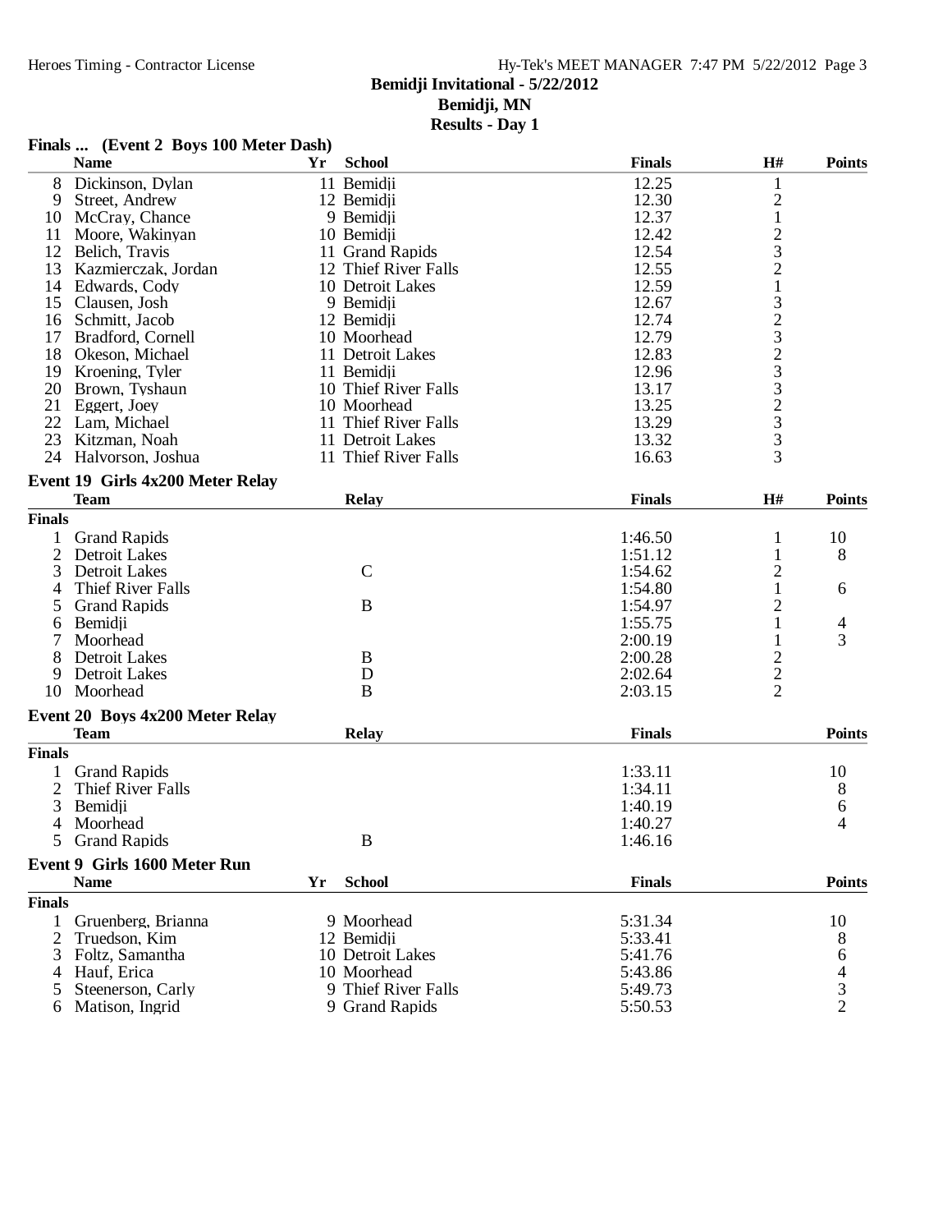# Bemidji Invitational - 5/22/2012

## Bemidji, MN

## Results - Day 1

### Finals ... (Event 2 Boys 100 Meter Dash)

| | Name | Yr | School | Finals | H# | Points |
|---|---|---|---|---|---|---|
| 8 | Dickinson, Dylan | 11 | Bemidji | 12.25 | 1 | |
| 9 | Street, Andrew | 12 | Bemidji | 12.30 | 2 | |
| 10 | McCray, Chance | 9 | Bemidji | 12.37 | 1 | |
| 11 | Moore, Wakinyan | 10 | Bemidji | 12.42 | 2 | |
| 12 | Belich, Travis | 11 | Grand Rapids | 12.54 | 3 | |
| 13 | Kazmierczak, Jordan | 12 | Thief River Falls | 12.55 | 2 | |
| 14 | Edwards, Cody | 10 | Detroit Lakes | 12.59 | 1 | |
| 15 | Clausen, Josh | 9 | Bemidji | 12.67 | 3 | |
| 16 | Schmitt, Jacob | 12 | Bemidji | 12.74 | 2 | |
| 17 | Bradford, Cornell | 10 | Moorhead | 12.79 | 3 | |
| 18 | Okeson, Michael | 11 | Detroit Lakes | 12.83 | 2 | |
| 19 | Kroening, Tyler | 11 | Bemidji | 12.96 | 3 | |
| 20 | Brown, Tyshaun | 10 | Thief River Falls | 13.17 | 3 | |
| 21 | Eggert, Joey | 10 | Moorhead | 13.25 | 2 | |
| 22 | Lam, Michael | 11 | Thief River Falls | 13.29 | 3 | |
| 23 | Kitzman, Noah | 11 | Detroit Lakes | 13.32 | 3 | |
| 24 | Halvorson, Joshua | 11 | Thief River Falls | 16.63 | 3 | |

### Event 19 Girls 4x200 Meter Relay

| | Team | Relay | Finals | H# | Points |
|---|---|---|---|---|---|
| **Finals** | | | | | |
| 1 | Grand Rapids | | 1:46.50 | 1 | 10 |
| 2 | Detroit Lakes | | 1:51.12 | 1 | 8 |
| 3 | Detroit Lakes | C | 1:54.62 | 2 | |
| 4 | Thief River Falls | | 1:54.80 | 1 | 6 |
| 5 | Grand Rapids | B | 1:54.97 | 2 | |
| 6 | Bemidji | | 1:55.75 | 1 | 4 |
| 7 | Moorhead | | 2:00.19 | 1 | 3 |
| 8 | Detroit Lakes | B | 2:00.28 | 2 | |
| 9 | Detroit Lakes | D | 2:02.64 | 2 | |
| 10 | Moorhead | B | 2:03.15 | 2 | |

### Event 20 Boys 4x200 Meter Relay

| | Team | Relay | Finals | Points |
|---|---|---|---|---|
| **Finals** | | | | |
| 1 | Grand Rapids | | 1:33.11 | 10 |
| 2 | Thief River Falls | | 1:34.11 | 8 |
| 3 | Bemidji | | 1:40.19 | 6 |
| 4 | Moorhead | | 1:40.27 | 4 |
| 5 | Grand Rapids | B | 1:46.16 | |

### Event 9 Girls 1600 Meter Run

| | Name | Yr | School | Finals | Points |
|---|---|---|---|---|---|
| **Finals** | | | | | |
| 1 | Gruenberg, Brianna | 9 | Moorhead | 5:31.34 | 10 |
| 2 | Truedson, Kim | 12 | Bemidji | 5:33.41 | 8 |
| 3 | Foltz, Samantha | 10 | Detroit Lakes | 5:41.76 | 6 |
| 4 | Hauf, Erica | 10 | Moorhead | 5:43.86 | 4 |
| 5 | Steenerson, Carly | 9 | Thief River Falls | 5:49.73 | 3 |
| 6 | Matison, Ingrid | 9 | Grand Rapids | 5:50.53 | 2 |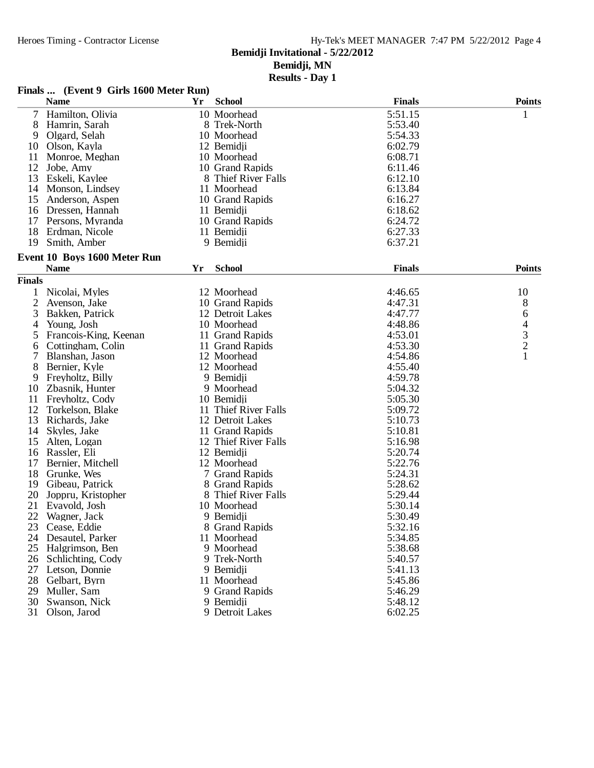# Bemidji Invitational - 5/22/2012

## Bemidji, MN

## Results - Day 1

### Finals ... (Event 9 Girls 1600 Meter Run)

| | Name | Yr | School | Finals | Points |
|---|---|---|---|---|---|
| 7 | Hamilton, Olivia | 10 | Moorhead | 5:51.15 | 1 |
| 8 | Hamrin, Sarah | 8 | Trek-North | 5:53.40 | |
| 9 | Olgard, Selah | 10 | Moorhead | 5:54.33 | |
| 10 | Olson, Kayla | 12 | Bemidji | 6:02.79 | |
| 11 | Monroe, Meghan | 10 | Moorhead | 6:08.71 | |
| 12 | Jobe, Amy | 10 | Grand Rapids | 6:11.46 | |
| 13 | Eskeli, Kaylee | 8 | Thief River Falls | 6:12.10 | |
| 14 | Monson, Lindsey | 11 | Moorhead | 6:13.84 | |
| 15 | Anderson, Aspen | 10 | Grand Rapids | 6:16.27 | |
| 16 | Dressen, Hannah | 11 | Bemidji | 6:18.62 | |
| 17 | Persons, Myranda | 10 | Grand Rapids | 6:24.72 | |
| 18 | Erdman, Nicole | 11 | Bemidji | 6:27.33 | |
| 19 | Smith, Amber | 9 | Bemidji | 6:37.21 | |

### Event 10 Boys 1600 Meter Run

| | Name | Yr | School | Finals | Points |
|---|---|---|---|---|---|
| **Finals** | | | | | |
| 1 | Nicolai, Myles | 12 | Moorhead | 4:46.65 | 10 |
| 2 | Avenson, Jake | 10 | Grand Rapids | 4:47.31 | 8 |
| 3 | Bakken, Patrick | 12 | Detroit Lakes | 4:47.77 | 6 |
| 4 | Young, Josh | 10 | Moorhead | 4:48.86 | 4 |
| 5 | Francois-King, Keenan | 11 | Grand Rapids | 4:53.01 | 3 |
| 6 | Cottingham, Colin | 11 | Grand Rapids | 4:53.30 | 2 |
| 7 | Blanshan, Jason | 12 | Moorhead | 4:54.86 | 1 |
| 8 | Bernier, Kyle | 12 | Moorhead | 4:55.40 | |
| 9 | Freyholtz, Billy | 9 | Bemidji | 4:59.78 | |
| 10 | Zbasnik, Hunter | 9 | Moorhead | 5:04.32 | |
| 11 | Freyholtz, Cody | 10 | Bemidji | 5:05.30 | |
| 12 | Torkelson, Blake | 11 | Thief River Falls | 5:09.72 | |
| 13 | Richards, Jake | 12 | Detroit Lakes | 5:10.73 | |
| 14 | Skyles, Jake | 11 | Grand Rapids | 5:10.81 | |
| 15 | Alten, Logan | 12 | Thief River Falls | 5:16.98 | |
| 16 | Rassler, Eli | 12 | Bemidji | 5:20.74 | |
| 17 | Bernier, Mitchell | 12 | Moorhead | 5:22.76 | |
| 18 | Grunke, Wes | 7 | Grand Rapids | 5:24.31 | |
| 19 | Gibeau, Patrick | 8 | Grand Rapids | 5:28.62 | |
| 20 | Joppru, Kristopher | 8 | Thief River Falls | 5:29.44 | |
| 21 | Evavold, Josh | 10 | Moorhead | 5:30.14 | |
| 22 | Wagner, Jack | 9 | Bemidji | 5:30.49 | |
| 23 | Cease, Eddie | 8 | Grand Rapids | 5:32.16 | |
| 24 | Desautel, Parker | 11 | Moorhead | 5:34.85 | |
| 25 | Halgrimson, Ben | 9 | Moorhead | 5:38.68 | |
| 26 | Schlichting, Cody | 9 | Trek-North | 5:40.57 | |
| 27 | Letson, Donnie | 9 | Bemidji | 5:41.13 | |
| 28 | Gelbart, Byrn | 11 | Moorhead | 5:45.86 | |
| 29 | Muller, Sam | 9 | Grand Rapids | 5:46.29 | |
| 30 | Swanson, Nick | 9 | Bemidji | 5:48.12 | |
| 31 | Olson, Jarod | 9 | Detroit Lakes | 6:02.25 | |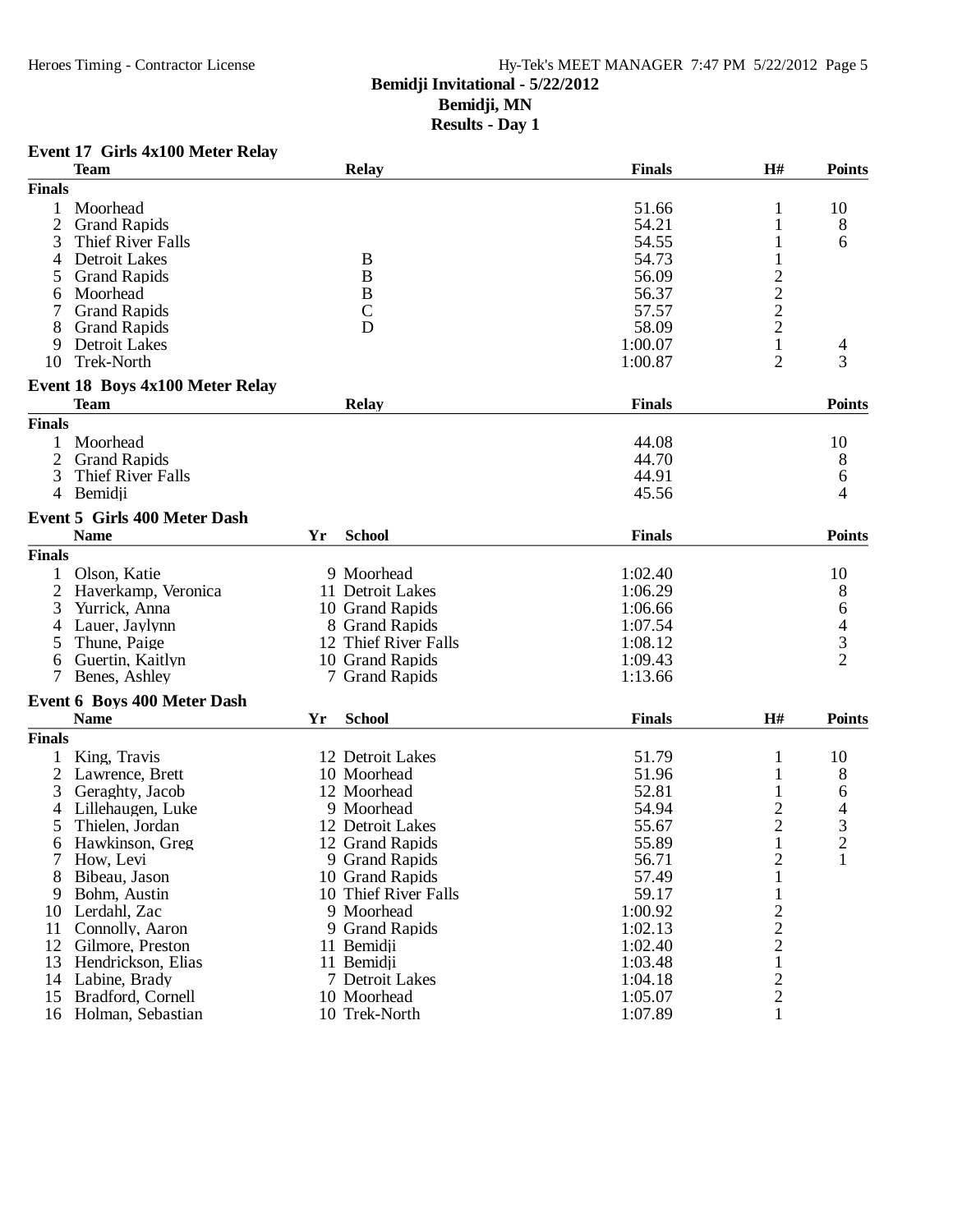# Bemidji Invitational - 5/22/2012
## Bemidji, MN
## Results - Day 1

### Event 17 Girls 4x100 Meter Relay

| | Team | Relay | Finals | H# | Points |
|---|---|---|---|---|---|
| **Finals** | | | | | |
| 1 | Moorhead | | 51.66 | 1 | 10 |
| 2 | Grand Rapids | | 54.21 | 1 | 8 |
| 3 | Thief River Falls | | 54.55 | 1 | 6 |
| 4 | Detroit Lakes | B | 54.73 | 1 | |
| 5 | Grand Rapids | B | 56.09 | 2 | |
| 6 | Moorhead | B | 56.37 | 2 | |
| 7 | Grand Rapids | C | 57.57 | 2 | |
| 8 | Grand Rapids | D | 58.09 | 2 | |
| 9 | Detroit Lakes | | 1:00.07 | 1 | 4 |
| 10 | Trek-North | | 1:00.87 | 2 | 3 |

### Event 18 Boys 4x100 Meter Relay

| | Team | Relay | Finals | Points |
|---|---|---|---|---|
| **Finals** | | | | |
| 1 | Moorhead | | 44.08 | 10 |
| 2 | Grand Rapids | | 44.70 | 8 |
| 3 | Thief River Falls | | 44.91 | 6 |
| 4 | Bemidji | | 45.56 | 4 |

### Event 5 Girls 400 Meter Dash

| | Name | Yr | School | Finals | Points |
|---|---|---|---|---|---|
| **Finals** | | | | | |
| 1 | Olson, Katie | 9 | Moorhead | 1:02.40 | 10 |
| 2 | Haverkamp, Veronica | 11 | Detroit Lakes | 1:06.29 | 8 |
| 3 | Yurrick, Anna | 10 | Grand Rapids | 1:06.66 | 6 |
| 4 | Lauer, Jaylynn | 8 | Grand Rapids | 1:07.54 | 4 |
| 5 | Thune, Paige | 12 | Thief River Falls | 1:08.12 | 3 |
| 6 | Guertin, Kaitlyn | 10 | Grand Rapids | 1:09.43 | 2 |
| 7 | Benes, Ashley | 7 | Grand Rapids | 1:13.66 | |

### Event 6 Boys 400 Meter Dash

| | Name | Yr | School | Finals | H# | Points |
|---|---|---|---|---|---|---|
| **Finals** | | | | | | |
| 1 | King, Travis | 12 | Detroit Lakes | 51.79 | 1 | 10 |
| 2 | Lawrence, Brett | 10 | Moorhead | 51.96 | 1 | 8 |
| 3 | Geraghty, Jacob | 12 | Moorhead | 52.81 | 1 | 6 |
| 4 | Lillehaugen, Luke | 9 | Moorhead | 54.94 | 2 | 4 |
| 5 | Thielen, Jordan | 12 | Detroit Lakes | 55.67 | 2 | 3 |
| 6 | Hawkinson, Greg | 12 | Grand Rapids | 55.89 | 1 | 2 |
| 7 | How, Levi | 9 | Grand Rapids | 56.71 | 2 | 1 |
| 8 | Bibeau, Jason | 10 | Grand Rapids | 57.49 | 1 | |
| 9 | Bohm, Austin | 10 | Thief River Falls | 59.17 | 1 | |
| 10 | Lerdahl, Zac | 9 | Moorhead | 1:00.92 | 2 | |
| 11 | Connolly, Aaron | 9 | Grand Rapids | 1:02.13 | 2 | |
| 12 | Gilmore, Preston | 11 | Bemidji | 1:02.40 | 2 | |
| 13 | Hendrickson, Elias | 11 | Bemidji | 1:03.48 | 1 | |
| 14 | Labine, Brady | 7 | Detroit Lakes | 1:04.18 | 2 | |
| 15 | Bradford, Cornell | 10 | Moorhead | 1:05.07 | 2 | |
| 16 | Holman, Sebastian | 10 | Trek-North | 1:07.89 | 1 | |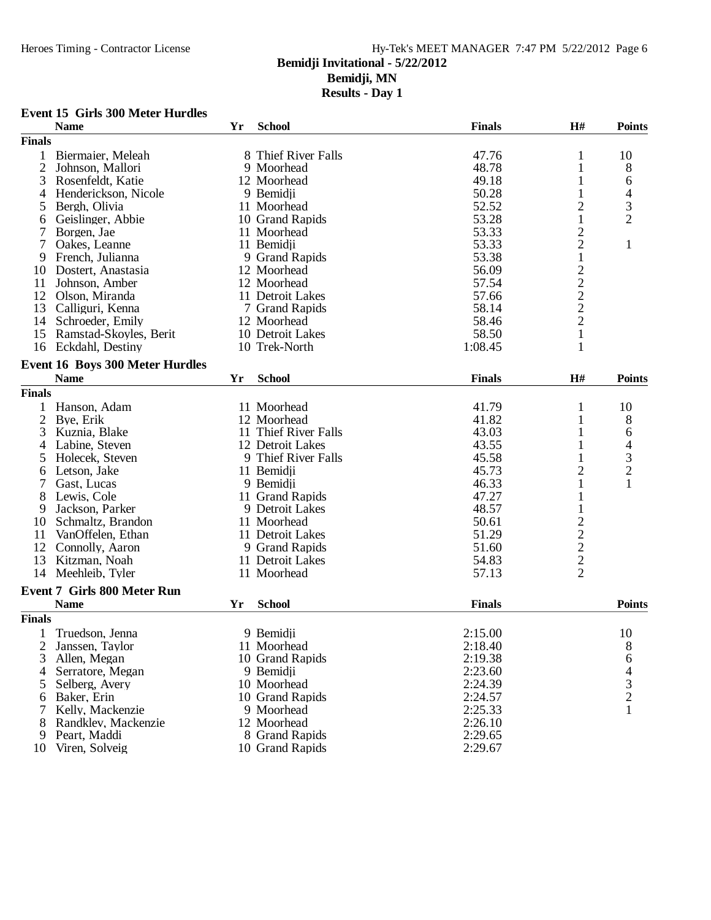## Bemidji Invitational - 5/22/2012

**Bemidji, MN**

**Results - Day 1**

### Event 15 Girls 300 Meter Hurdles

| | Name | Yr | School | Finals | H# | Points |
|---|---|---|---|---|---|---|
| **Finals** | | | | | | |
| 1 | Biermaier, Meleah | 8 | Thief River Falls | 47.76 | 1 | 10 |
| 2 | Johnson, Mallori | 9 | Moorhead | 48.78 | 1 | 8 |
| 3 | Rosenfeldt, Katie | 12 | Moorhead | 49.18 | 1 | 6 |
| 4 | Henderickson, Nicole | 9 | Bemidji | 50.28 | 1 | 4 |
| 5 | Bergh, Olivia | 11 | Moorhead | 52.52 | 2 | 3 |
| 6 | Geislinger, Abbie | 10 | Grand Rapids | 53.28 | 1 | 2 |
| 7 | Borgen, Jae | 11 | Moorhead | 53.33 | 2 | |
| 7 | Oakes, Leanne | 11 | Bemidji | 53.33 | 2 | 1 |
| 9 | French, Julianna | 9 | Grand Rapids | 53.38 | 1 | |
| 10 | Dostert, Anastasia | 12 | Moorhead | 56.09 | 2 | |
| 11 | Johnson, Amber | 12 | Moorhead | 57.54 | 2 | |
| 12 | Olson, Miranda | 11 | Detroit Lakes | 57.66 | 2 | |
| 13 | Calliguri, Kenna | 7 | Grand Rapids | 58.14 | 2 | |
| 14 | Schroeder, Emily | 12 | Moorhead | 58.46 | 2 | |
| 15 | Ramstad-Skoyles, Berit | 10 | Detroit Lakes | 58.50 | 1 | |
| 16 | Eckdahl, Destiny | 10 | Trek-North | 1:08.45 | 1 | |

### Event 16 Boys 300 Meter Hurdles

| | Name | Yr | School | Finals | H# | Points |
|---|---|---|---|---|---|---|
| **Finals** | | | | | | |
| 1 | Hanson, Adam | 11 | Moorhead | 41.79 | 1 | 10 |
| 2 | Bye, Erik | 12 | Moorhead | 41.82 | 1 | 8 |
| 3 | Kuznia, Blake | 11 | Thief River Falls | 43.03 | 1 | 6 |
| 4 | Labine, Steven | 12 | Detroit Lakes | 43.55 | 1 | 4 |
| 5 | Holecek, Steven | 9 | Thief River Falls | 45.58 | 1 | 3 |
| 6 | Letson, Jake | 11 | Bemidji | 45.73 | 2 | 2 |
| 7 | Gast, Lucas | 9 | Bemidji | 46.33 | 1 | 1 |
| 8 | Lewis, Cole | 11 | Grand Rapids | 47.27 | 1 | |
| 9 | Jackson, Parker | 9 | Detroit Lakes | 48.57 | 1 | |
| 10 | Schmaltz, Brandon | 11 | Moorhead | 50.61 | 2 | |
| 11 | VanOffelen, Ethan | 11 | Detroit Lakes | 51.29 | 2 | |
| 12 | Connolly, Aaron | 9 | Grand Rapids | 51.60 | 2 | |
| 13 | Kitzman, Noah | 11 | Detroit Lakes | 54.83 | 2 | |
| 14 | Meehleib, Tyler | 11 | Moorhead | 57.13 | 2 | |

### Event 7 Girls 800 Meter Run

| | Name | Yr | School | Finals | Points |
|---|---|---|---|---|---|
| **Finals** | | | | | |
| 1 | Truedson, Jenna | 9 | Bemidji | 2:15.00 | 10 |
| 2 | Janssen, Taylor | 11 | Moorhead | 2:18.40 | 8 |
| 3 | Allen, Megan | 10 | Grand Rapids | 2:19.38 | 6 |
| 4 | Serratore, Megan | 9 | Bemidji | 2:23.60 | 4 |
| 5 | Selberg, Avery | 10 | Moorhead | 2:24.39 | 3 |
| 6 | Baker, Erin | 10 | Grand Rapids | 2:24.57 | 2 |
| 7 | Kelly, Mackenzie | 9 | Moorhead | 2:25.33 | 1 |
| 8 | Randklev, Mackenzie | 12 | Moorhead | 2:26.10 | |
| 9 | Peart, Maddi | 8 | Grand Rapids | 2:29.65 | |
| 10 | Viren, Solveig | 10 | Grand Rapids | 2:29.67 | |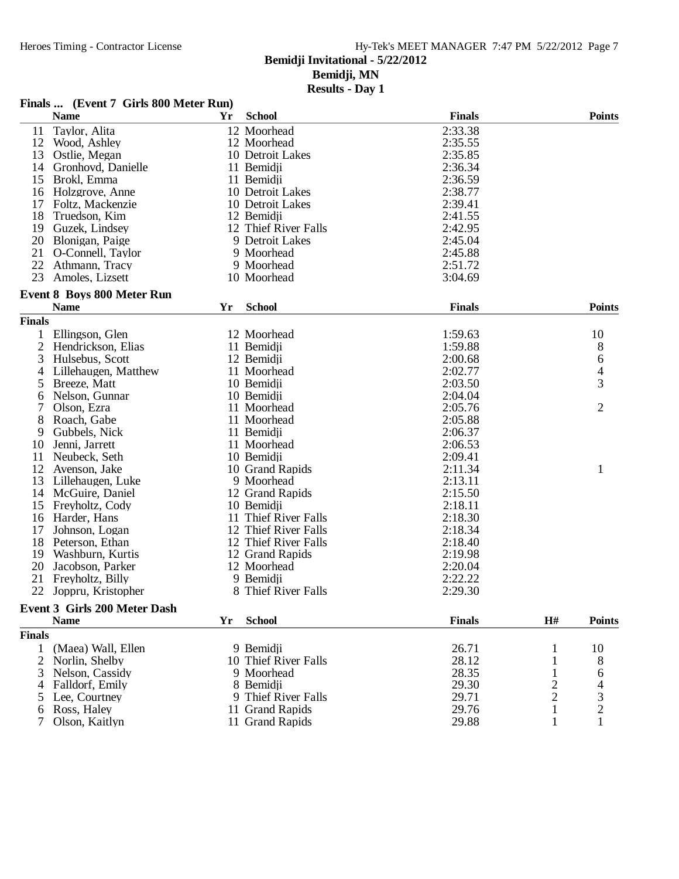**Bemidji Invitational - 5/22/2012**
**Bemidji, MN**
**Results - Day 1**

### Finals ... (Event 7 Girls 800 Meter Run)

| | Name | Yr | School | Finals | Points |
|---|---|---|---|---|---|
| 11 | Taylor, Alita | 12 | Moorhead | 2:33.38 | |
| 12 | Wood, Ashley | 12 | Moorhead | 2:35.55 | |
| 13 | Ostlie, Megan | 10 | Detroit Lakes | 2:35.85 | |
| 14 | Gronhovd, Danielle | 11 | Bemidji | 2:36.34 | |
| 15 | Brokl, Emma | 11 | Bemidji | 2:36.59 | |
| 16 | Holzgrove, Anne | 10 | Detroit Lakes | 2:38.77 | |
| 17 | Foltz, Mackenzie | 10 | Detroit Lakes | 2:39.41 | |
| 18 | Truedson, Kim | 12 | Bemidji | 2:41.55 | |
| 19 | Guzek, Lindsey | 12 | Thief River Falls | 2:42.95 | |
| 20 | Blonigan, Paige | 9 | Detroit Lakes | 2:45.04 | |
| 21 | O-Connell, Taylor | 9 | Moorhead | 2:45.88 | |
| 22 | Athmann, Tracy | 9 | Moorhead | 2:51.72 | |
| 23 | Amoles, Lizsett | 10 | Moorhead | 3:04.69 | |

### Event 8 Boys 800 Meter Run

| | Name | Yr | School | Finals | Points |
|---|---|---|---|---|---|
| **Finals** | | | | | |
| 1 | Ellingson, Glen | 12 | Moorhead | 1:59.63 | 10 |
| 2 | Hendrickson, Elias | 11 | Bemidji | 1:59.88 | 8 |
| 3 | Hulsebus, Scott | 12 | Bemidji | 2:00.68 | 6 |
| 4 | Lillehaugen, Matthew | 11 | Moorhead | 2:02.77 | 4 |
| 5 | Breeze, Matt | 10 | Bemidji | 2:03.50 | 3 |
| 6 | Nelson, Gunnar | 10 | Bemidji | 2:04.04 | |
| 7 | Olson, Ezra | 11 | Moorhead | 2:05.76 | 2 |
| 8 | Roach, Gabe | 11 | Moorhead | 2:05.88 | |
| 9 | Gubbels, Nick | 11 | Bemidji | 2:06.37 | |
| 10 | Jenni, Jarrett | 11 | Moorhead | 2:06.53 | |
| 11 | Neubeck, Seth | 10 | Bemidji | 2:09.41 | |
| 12 | Avenson, Jake | 10 | Grand Rapids | 2:11.34 | 1 |
| 13 | Lillehaugen, Luke | 9 | Moorhead | 2:13.11 | |
| 14 | McGuire, Daniel | 12 | Grand Rapids | 2:15.50 | |
| 15 | Freyholtz, Cody | 10 | Bemidji | 2:18.11 | |
| 16 | Harder, Hans | 11 | Thief River Falls | 2:18.30 | |
| 17 | Johnson, Logan | 12 | Thief River Falls | 2:18.34 | |
| 18 | Peterson, Ethan | 12 | Thief River Falls | 2:18.40 | |
| 19 | Washburn, Kurtis | 12 | Grand Rapids | 2:19.98 | |
| 20 | Jacobson, Parker | 12 | Moorhead | 2:20.04 | |
| 21 | Freyholtz, Billy | 9 | Bemidji | 2:22.22 | |
| 22 | Joppru, Kristopher | 8 | Thief River Falls | 2:29.30 | |

### Event 3 Girls 200 Meter Dash

| | Name | Yr | School | Finals | H# | Points |
|---|---|---|---|---|---|---|
| **Finals** | | | | | | |
| 1 | (Maea) Wall, Ellen | 9 | Bemidji | 26.71 | 1 | 10 |
| 2 | Norlin, Shelby | 10 | Thief River Falls | 28.12 | 1 | 8 |
| 3 | Nelson, Cassidy | 9 | Moorhead | 28.35 | 1 | 6 |
| 4 | Falldorf, Emily | 8 | Bemidji | 29.30 | 2 | 4 |
| 5 | Lee, Courtney | 9 | Thief River Falls | 29.71 | 2 | 3 |
| 6 | Ross, Haley | 11 | Grand Rapids | 29.76 | 1 | 2 |
| 7 | Olson, Kaitlyn | 11 | Grand Rapids | 29.88 | 1 | 1 |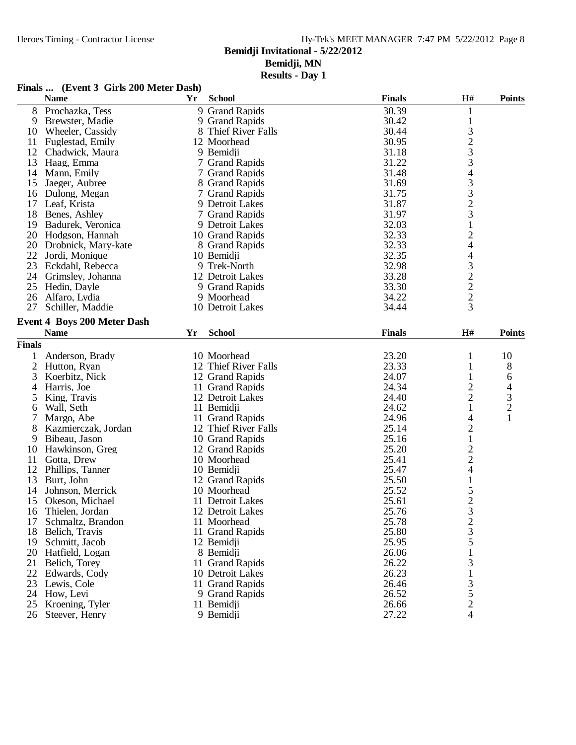**Bemidji Invitational - 5/22/2012**
**Bemidji, MN**
**Results - Day 1**

### Finals ... (Event 3 Girls 200 Meter Dash)

| | Name | Yr | School | Finals | H# | Points |
|---|---|---|---|---|---|---|
| 8 | Prochazka, Tess | 9 | Grand Rapids | 30.39 | 1 | |
| 9 | Brewster, Madie | 9 | Grand Rapids | 30.42 | 1 | |
| 10 | Wheeler, Cassidy | 8 | Thief River Falls | 30.44 | 3 | |
| 11 | Fuglestad, Emily | 12 | Moorhead | 30.95 | 2 | |
| 12 | Chadwick, Maura | 9 | Bemidji | 31.18 | 3 | |
| 13 | Haag, Emma | 7 | Grand Rapids | 31.22 | 3 | |
| 14 | Mann, Emily | 7 | Grand Rapids | 31.48 | 4 | |
| 15 | Jaeger, Aubree | 8 | Grand Rapids | 31.69 | 3 | |
| 16 | Dulong, Megan | 7 | Grand Rapids | 31.75 | 3 | |
| 17 | Leaf, Krista | 9 | Detroit Lakes | 31.87 | 2 | |
| 18 | Benes, Ashley | 7 | Grand Rapids | 31.97 | 3 | |
| 19 | Badurek, Veronica | 9 | Detroit Lakes | 32.03 | 1 | |
| 20 | Hodgson, Hannah | 10 | Grand Rapids | 32.33 | 2 | |
| 20 | Drobnick, Mary-kate | 8 | Grand Rapids | 32.33 | 4 | |
| 22 | Jordi, Monique | 10 | Bemidji | 32.35 | 4 | |
| 23 | Eckdahl, Rebecca | 9 | Trek-North | 32.98 | 3 | |
| 24 | Grimsley, Johanna | 12 | Detroit Lakes | 33.28 | 2 | |
| 25 | Hedin, Dayle | 9 | Grand Rapids | 33.30 | 2 | |
| 26 | Alfaro, Lydia | 9 | Moorhead | 34.22 | 2 | |
| 27 | Schiller, Maddie | 10 | Detroit Lakes | 34.44 | 3 | |

### Event 4 Boys 200 Meter Dash

**Finals**

| | Name | Yr | School | Finals | H# | Points |
|---|---|---|---|---|---|---|
| 1 | Anderson, Brady | 10 | Moorhead | 23.20 | 1 | 10 |
| 2 | Hutton, Ryan | 12 | Thief River Falls | 23.33 | 1 | 8 |
| 3 | Koerbitz, Nick | 12 | Grand Rapids | 24.07 | 1 | 6 |
| 4 | Harris, Joe | 11 | Grand Rapids | 24.34 | 2 | 4 |
| 5 | King, Travis | 12 | Detroit Lakes | 24.40 | 2 | 3 |
| 6 | Wall, Seth | 11 | Bemidji | 24.62 | 1 | 2 |
| 7 | Margo, Abe | 11 | Grand Rapids | 24.96 | 4 | 1 |
| 8 | Kazmierczak, Jordan | 12 | Thief River Falls | 25.14 | 2 | |
| 9 | Bibeau, Jason | 10 | Grand Rapids | 25.16 | 1 | |
| 10 | Hawkinson, Greg | 12 | Grand Rapids | 25.20 | 2 | |
| 11 | Gotta, Drew | 10 | Moorhead | 25.41 | 2 | |
| 12 | Phillips, Tanner | 10 | Bemidji | 25.47 | 4 | |
| 13 | Burt, John | 12 | Grand Rapids | 25.50 | 1 | |
| 14 | Johnson, Merrick | 10 | Moorhead | 25.52 | 5 | |
| 15 | Okeson, Michael | 11 | Detroit Lakes | 25.61 | 2 | |
| 16 | Thielen, Jordan | 12 | Detroit Lakes | 25.76 | 3 | |
| 17 | Schmaltz, Brandon | 11 | Moorhead | 25.78 | 2 | |
| 18 | Belich, Travis | 11 | Grand Rapids | 25.80 | 3 | |
| 19 | Schmitt, Jacob | 12 | Bemidji | 25.95 | 5 | |
| 20 | Hatfield, Logan | 8 | Bemidji | 26.06 | 1 | |
| 21 | Belich, Torey | 11 | Grand Rapids | 26.22 | 3 | |
| 22 | Edwards, Cody | 10 | Detroit Lakes | 26.23 | 1 | |
| 23 | Lewis, Cole | 11 | Grand Rapids | 26.46 | 3 | |
| 24 | How, Levi | 9 | Grand Rapids | 26.52 | 5 | |
| 25 | Kroening, Tyler | 11 | Bemidji | 26.66 | 2 | |
| 26 | Steever, Henry | 9 | Bemidji | 27.22 | 4 | |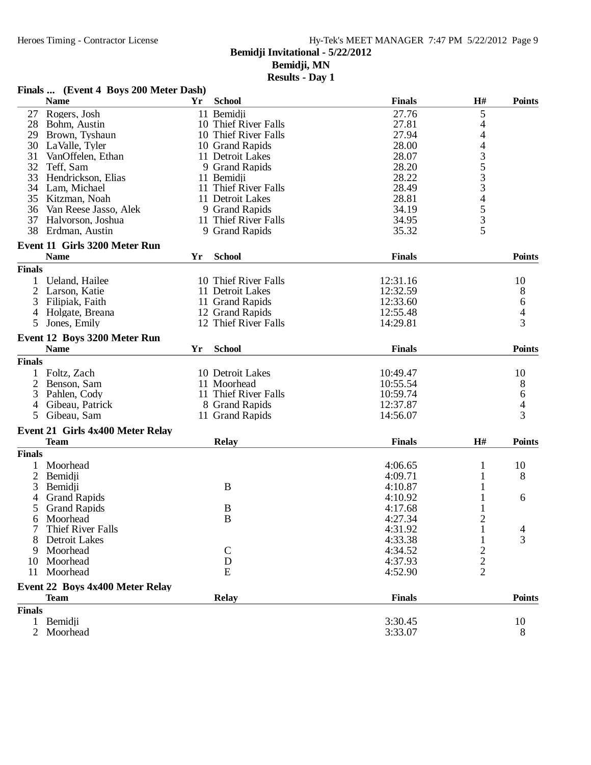# Bemidji Invitational - 5/22/2012

**Bemidji, MN**

**Results - Day 1**

## Finals ... (Event 4 Boys 200 Meter Dash)

| | Name | Yr | School | Finals | H# | Points |
|---|---|---|---|---|---|---|
| 27 | Rogers, Josh | 11 | Bemidji | 27.76 | 5 | |
| 28 | Bohm, Austin | 10 | Thief River Falls | 27.81 | 4 | |
| 29 | Brown, Tyshaun | 10 | Thief River Falls | 27.94 | 4 | |
| 30 | LaValle, Tyler | 10 | Grand Rapids | 28.00 | 4 | |
| 31 | VanOffelen, Ethan | 11 | Detroit Lakes | 28.07 | 3 | |
| 32 | Teff, Sam | 9 | Grand Rapids | 28.20 | 5 | |
| 33 | Hendrickson, Elias | 11 | Bemidji | 28.22 | 3 | |
| 34 | Lam, Michael | 11 | Thief River Falls | 28.49 | 3 | |
| 35 | Kitzman, Noah | 11 | Detroit Lakes | 28.81 | 4 | |
| 36 | Van Reese Jasso, Alek | 9 | Grand Rapids | 34.19 | 5 | |
| 37 | Halvorson, Joshua | 11 | Thief River Falls | 34.95 | 3 | |
| 38 | Erdman, Austin | 9 | Grand Rapids | 35.32 | 5 | |

## Event 11 Girls 3200 Meter Run

| | Name | Yr | School | Finals | Points |
|---|---|---|---|---|---|
| **Finals** | | | | | |
| 1 | Ueland, Hailee | 10 | Thief River Falls | 12:31.16 | 10 |
| 2 | Larson, Katie | 11 | Detroit Lakes | 12:32.59 | 8 |
| 3 | Filipiak, Faith | 11 | Grand Rapids | 12:33.60 | 6 |
| 4 | Holgate, Breana | 12 | Grand Rapids | 12:55.48 | 4 |
| 5 | Jones, Emily | 12 | Thief River Falls | 14:29.81 | 3 |

## Event 12 Boys 3200 Meter Run

| | Name | Yr | School | Finals | Points |
|---|---|---|---|---|---|
| **Finals** | | | | | |
| 1 | Foltz, Zach | 10 | Detroit Lakes | 10:49.47 | 10 |
| 2 | Benson, Sam | 11 | Moorhead | 10:55.54 | 8 |
| 3 | Pahlen, Cody | 11 | Thief River Falls | 10:59.74 | 6 |
| 4 | Gibeau, Patrick | 8 | Grand Rapids | 12:37.87 | 4 |
| 5 | Gibeau, Sam | 11 | Grand Rapids | 14:56.07 | 3 |

## Event 21 Girls 4x400 Meter Relay

| | Team | Relay | Finals | H# | Points |
|---|---|---|---|---|---|
| **Finals** | | | | | |
| 1 | Moorhead | | 4:06.65 | 1 | 10 |
| 2 | Bemidji | | 4:09.71 | 1 | 8 |
| 3 | Bemidji | B | 4:10.87 | 1 | |
| 4 | Grand Rapids | | 4:10.92 | 1 | 6 |
| 5 | Grand Rapids | B | 4:17.68 | 1 | |
| 6 | Moorhead | B | 4:27.34 | 2 | |
| 7 | Thief River Falls | | 4:31.92 | 1 | 4 |
| 8 | Detroit Lakes | | 4:33.38 | 1 | 3 |
| 9 | Moorhead | C | 4:34.52 | 2 | |
| 10 | Moorhead | D | 4:37.93 | 2 | |
| 11 | Moorhead | E | 4:52.90 | 2 | |

## Event 22 Boys 4x400 Meter Relay

| | Team | Relay | Finals | Points |
|---|---|---|---|---|
| **Finals** | | | | |
| 1 | Bemidji | | 3:30.45 | 10 |
| 2 | Moorhead | | 3:33.07 | 8 |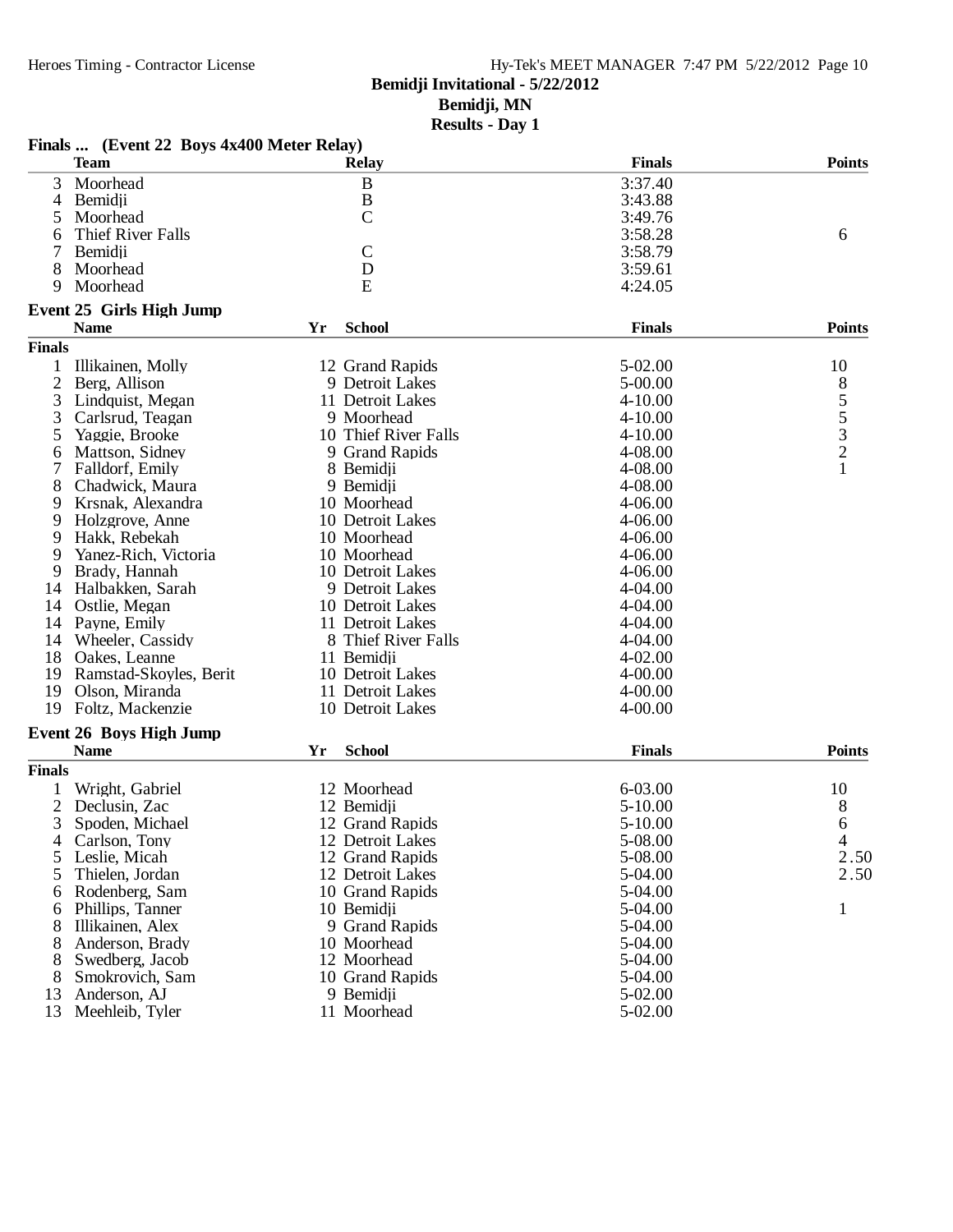**Bemidji Invitational - 5/22/2012**
**Bemidji, MN**
**Results - Day 1**

### Finals ... (Event 22 Boys 4x400 Meter Relay)

| | Team | Relay | Finals | Points |
|---|---|---|---|---|
| 3 | Moorhead | B | 3:37.40 | |
| 4 | Bemidji | B | 3:43.88 | |
| 5 | Moorhead | C | 3:49.76 | |
| 6 | Thief River Falls | | 3:58.28 | 6 |
| 7 | Bemidji | C | 3:58.79 | |
| 8 | Moorhead | D | 3:59.61 | |
| 9 | Moorhead | E | 4:24.05 | |

### Event 25 Girls High Jump

| | Name | Yr | School | Finals | Points |
|---|---|---|---|---|---|
| **Finals** | | | | | |
| 1 | Illikainen, Molly | 12 | Grand Rapids | 5-02.00 | 10 |
| 2 | Berg, Allison | 9 | Detroit Lakes | 5-00.00 | 8 |
| 3 | Lindquist, Megan | 11 | Detroit Lakes | 4-10.00 | 5 |
| 3 | Carlsrud, Teagan | 9 | Moorhead | 4-10.00 | 5 |
| 5 | Yaggie, Brooke | 10 | Thief River Falls | 4-10.00 | 3 |
| 6 | Mattson, Sidney | 9 | Grand Rapids | 4-08.00 | 2 |
| 7 | Falldorf, Emily | 8 | Bemidji | 4-08.00 | 1 |
| 8 | Chadwick, Maura | 9 | Bemidji | 4-08.00 | |
| 9 | Krsnak, Alexandra | 10 | Moorhead | 4-06.00 | |
| 9 | Holzgrove, Anne | 10 | Detroit Lakes | 4-06.00 | |
| 9 | Hakk, Rebekah | 10 | Moorhead | 4-06.00 | |
| 9 | Yanez-Rich, Victoria | 10 | Moorhead | 4-06.00 | |
| 9 | Brady, Hannah | 10 | Detroit Lakes | 4-06.00 | |
| 14 | Halbakken, Sarah | 9 | Detroit Lakes | 4-04.00 | |
| 14 | Ostlie, Megan | 10 | Detroit Lakes | 4-04.00 | |
| 14 | Payne, Emily | 11 | Detroit Lakes | 4-04.00 | |
| 14 | Wheeler, Cassidy | 8 | Thief River Falls | 4-04.00 | |
| 18 | Oakes, Leanne | 11 | Bemidji | 4-02.00 | |
| 19 | Ramstad-Skoyles, Berit | 10 | Detroit Lakes | 4-00.00 | |
| 19 | Olson, Miranda | 11 | Detroit Lakes | 4-00.00 | |
| 19 | Foltz, Mackenzie | 10 | Detroit Lakes | 4-00.00 | |

### Event 26 Boys High Jump

| | Name | Yr | School | Finals | Points |
|---|---|---|---|---|---|
| **Finals** | | | | | |
| 1 | Wright, Gabriel | 12 | Moorhead | 6-03.00 | 10 |
| 2 | Declusin, Zac | 12 | Bemidji | 5-10.00 | 8 |
| 3 | Spoden, Michael | 12 | Grand Rapids | 5-10.00 | 6 |
| 4 | Carlson, Tony | 12 | Detroit Lakes | 5-08.00 | 4 |
| 5 | Leslie, Micah | 12 | Grand Rapids | 5-08.00 | 2.50 |
| 5 | Thielen, Jordan | 12 | Detroit Lakes | 5-04.00 | 2.50 |
| 6 | Rodenberg, Sam | 10 | Grand Rapids | 5-04.00 | |
| 6 | Phillips, Tanner | 10 | Bemidji | 5-04.00 | 1 |
| 8 | Illikainen, Alex | 9 | Grand Rapids | 5-04.00 | |
| 8 | Anderson, Brady | 10 | Moorhead | 5-04.00 | |
| 8 | Swedberg, Jacob | 12 | Moorhead | 5-04.00 | |
| 8 | Smokrovich, Sam | 10 | Grand Rapids | 5-04.00 | |
| 13 | Anderson, AJ | 9 | Bemidji | 5-02.00 | |
| 13 | Meehleib, Tyler | 11 | Moorhead | 5-02.00 | |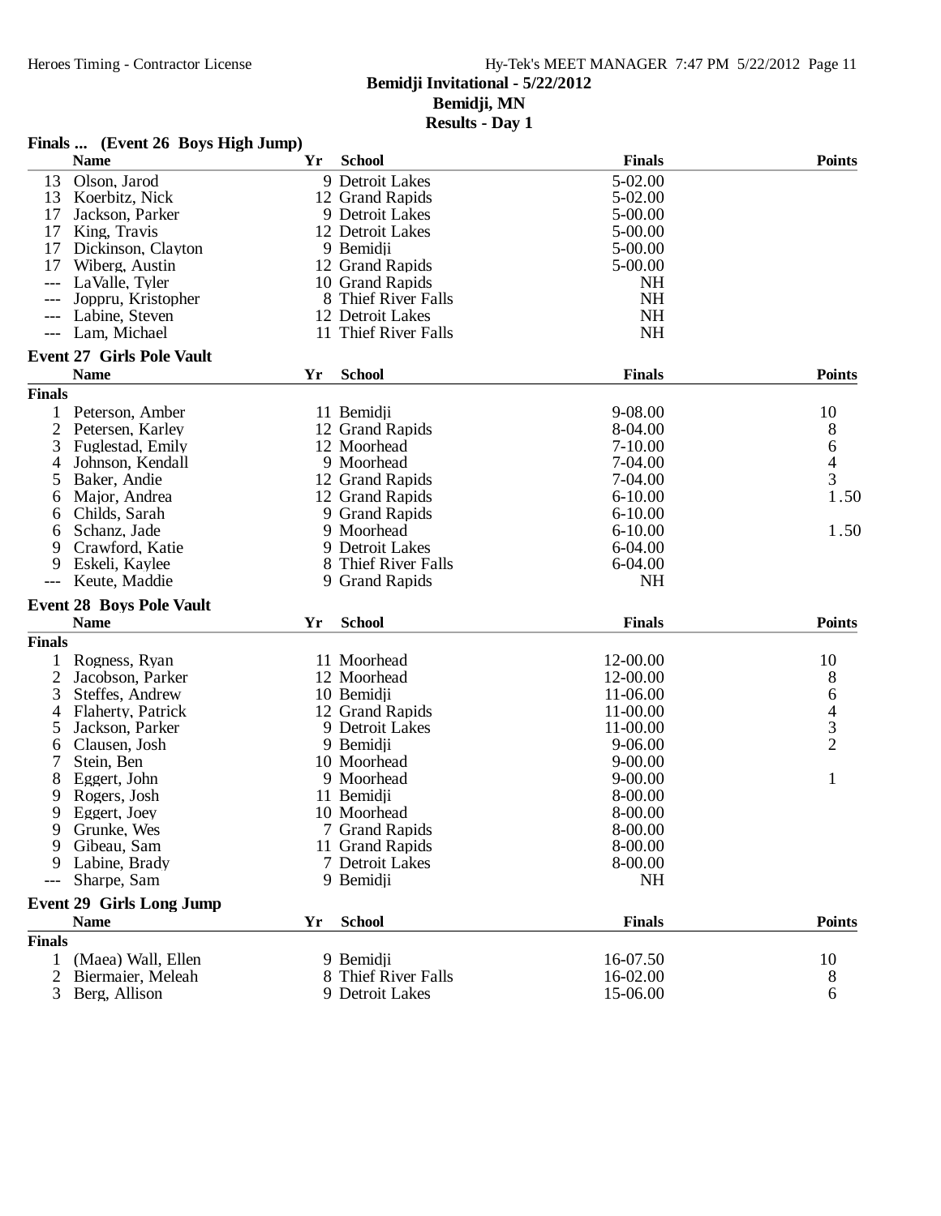# Bemidji Invitational - 5/22/2012

## Bemidji, MN

## Results - Day 1

### Finals ... (Event 26 Boys High Jump)

| | Name | Yr | School | Finals | Points |
|---|---|---|---|---|---|
| 13 | Olson, Jarod | 9 | Detroit Lakes | 5-02.00 | |
| 13 | Koerbitz, Nick | 12 | Grand Rapids | 5-02.00 | |
| 17 | Jackson, Parker | 9 | Detroit Lakes | 5-00.00 | |
| 17 | King, Travis | 12 | Detroit Lakes | 5-00.00 | |
| 17 | Dickinson, Clayton | 9 | Bemidji | 5-00.00 | |
| 17 | Wiberg, Austin | 12 | Grand Rapids | 5-00.00 | |
| --- | LaValle, Tyler | 10 | Grand Rapids | NH | |
| --- | Joppru, Kristopher | 8 | Thief River Falls | NH | |
| --- | Labine, Steven | 12 | Detroit Lakes | NH | |
| --- | Lam, Michael | 11 | Thief River Falls | NH | |

### Event 27 Girls Pole Vault

**Finals**

| | Name | Yr | School | Finals | Points |
|---|---|---|---|---|---|
| 1 | Peterson, Amber | 11 | Bemidji | 9-08.00 | 10 |
| 2 | Petersen, Karley | 12 | Grand Rapids | 8-04.00 | 8 |
| 3 | Fuglestad, Emily | 12 | Moorhead | 7-10.00 | 6 |
| 4 | Johnson, Kendall | 9 | Moorhead | 7-04.00 | 4 |
| 5 | Baker, Andie | 12 | Grand Rapids | 7-04.00 | 3 |
| 6 | Major, Andrea | 12 | Grand Rapids | 6-10.00 | 1.50 |
| 6 | Childs, Sarah | 9 | Grand Rapids | 6-10.00 | |
| 6 | Schanz, Jade | 9 | Moorhead | 6-10.00 | 1.50 |
| 9 | Crawford, Katie | 9 | Detroit Lakes | 6-04.00 | |
| 9 | Eskeli, Kaylee | 8 | Thief River Falls | 6-04.00 | |
| --- | Keute, Maddie | 9 | Grand Rapids | NH | |

### Event 28 Boys Pole Vault

**Finals**

| | Name | Yr | School | Finals | Points |
|---|---|---|---|---|---|
| 1 | Rogness, Ryan | 11 | Moorhead | 12-00.00 | 10 |
| 2 | Jacobson, Parker | 12 | Moorhead | 12-00.00 | 8 |
| 3 | Steffes, Andrew | 10 | Bemidji | 11-06.00 | 6 |
| 4 | Flaherty, Patrick | 12 | Grand Rapids | 11-00.00 | 4 |
| 5 | Jackson, Parker | 9 | Detroit Lakes | 11-00.00 | 3 |
| 6 | Clausen, Josh | 9 | Bemidji | 9-06.00 | 2 |
| 7 | Stein, Ben | 10 | Moorhead | 9-00.00 | |
| 8 | Eggert, John | 9 | Moorhead | 9-00.00 | 1 |
| 9 | Rogers, Josh | 11 | Bemidji | 8-00.00 | |
| 9 | Eggert, Joey | 10 | Moorhead | 8-00.00 | |
| 9 | Grunke, Wes | 7 | Grand Rapids | 8-00.00 | |
| 9 | Gibeau, Sam | 11 | Grand Rapids | 8-00.00 | |
| 9 | Labine, Brady | 7 | Detroit Lakes | 8-00.00 | |
| --- | Sharpe, Sam | 9 | Bemidji | NH | |

### Event 29 Girls Long Jump

**Finals**

| | Name | Yr | School | Finals | Points |
|---|---|---|---|---|---|
| 1 | (Maea) Wall, Ellen | 9 | Bemidji | 16-07.50 | 10 |
| 2 | Biermaier, Meleah | 8 | Thief River Falls | 16-02.00 | 8 |
| 3 | Berg, Allison | 9 | Detroit Lakes | 15-06.00 | 6 |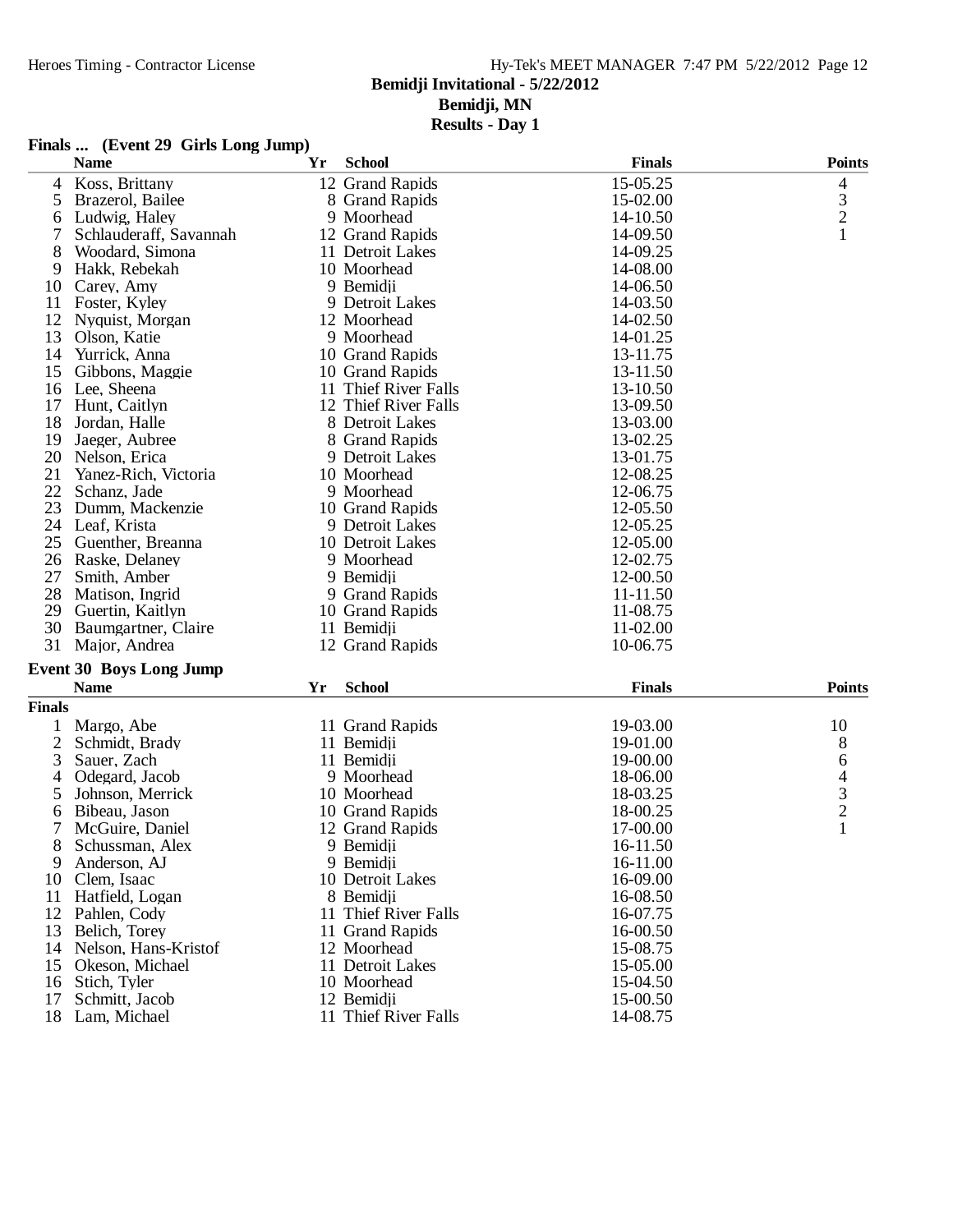**Bemidji Invitational - 5/22/2012**
**Bemidji, MN**
**Results - Day 1**

### Finals ... (Event 29 Girls Long Jump)

| | Name | Yr | School | Finals | Points |
|---|---|---|---|---|---|
| 4 | Koss, Brittany | 12 | Grand Rapids | 15-05.25 | 4 |
| 5 | Brazerol, Bailee | 8 | Grand Rapids | 15-02.00 | 3 |
| 6 | Ludwig, Haley | 9 | Moorhead | 14-10.50 | 2 |
| 7 | Schlauderaff, Savannah | 12 | Grand Rapids | 14-09.50 | 1 |
| 8 | Woodard, Simona | 11 | Detroit Lakes | 14-09.25 | |
| 9 | Hakk, Rebekah | 10 | Moorhead | 14-08.00 | |
| 10 | Carey, Amy | 9 | Bemidji | 14-06.50 | |
| 11 | Foster, Kyley | 9 | Detroit Lakes | 14-03.50 | |
| 12 | Nyquist, Morgan | 12 | Moorhead | 14-02.50 | |
| 13 | Olson, Katie | 9 | Moorhead | 14-01.25 | |
| 14 | Yurrick, Anna | 10 | Grand Rapids | 13-11.75 | |
| 15 | Gibbons, Maggie | 10 | Grand Rapids | 13-11.50 | |
| 16 | Lee, Sheena | 11 | Thief River Falls | 13-10.50 | |
| 17 | Hunt, Caitlyn | 12 | Thief River Falls | 13-09.50 | |
| 18 | Jordan, Halle | 8 | Detroit Lakes | 13-03.00 | |
| 19 | Jaeger, Aubree | 8 | Grand Rapids | 13-02.25 | |
| 20 | Nelson, Erica | 9 | Detroit Lakes | 13-01.75 | |
| 21 | Yanez-Rich, Victoria | 10 | Moorhead | 12-08.25 | |
| 22 | Schanz, Jade | 9 | Moorhead | 12-06.75 | |
| 23 | Dumm, Mackenzie | 10 | Grand Rapids | 12-05.50 | |
| 24 | Leaf, Krista | 9 | Detroit Lakes | 12-05.25 | |
| 25 | Guenther, Breanna | 10 | Detroit Lakes | 12-05.00 | |
| 26 | Raske, Delaney | 9 | Moorhead | 12-02.75 | |
| 27 | Smith, Amber | 9 | Bemidji | 12-00.50 | |
| 28 | Matison, Ingrid | 9 | Grand Rapids | 11-11.50 | |
| 29 | Guertin, Kaitlyn | 10 | Grand Rapids | 11-08.75 | |
| 30 | Baumgartner, Claire | 11 | Bemidji | 11-02.00 | |
| 31 | Major, Andrea | 12 | Grand Rapids | 10-06.75 | |

### Event 30 Boys Long Jump

| | Name | Yr | School | Finals | Points |
|---|---|---|---|---|---|
| **Finals** | | | | | |
| 1 | Margo, Abe | 11 | Grand Rapids | 19-03.00 | 10 |
| 2 | Schmidt, Brady | 11 | Bemidji | 19-01.00 | 8 |
| 3 | Sauer, Zach | 11 | Bemidji | 19-00.00 | 6 |
| 4 | Odegard, Jacob | 9 | Moorhead | 18-06.00 | 4 |
| 5 | Johnson, Merrick | 10 | Moorhead | 18-03.25 | 3 |
| 6 | Bibeau, Jason | 10 | Grand Rapids | 18-00.25 | 2 |
| 7 | McGuire, Daniel | 12 | Grand Rapids | 17-00.00 | 1 |
| 8 | Schussman, Alex | 9 | Bemidji | 16-11.50 | |
| 9 | Anderson, AJ | 9 | Bemidji | 16-11.00 | |
| 10 | Clem, Isaac | 10 | Detroit Lakes | 16-09.00 | |
| 11 | Hatfield, Logan | 8 | Bemidji | 16-08.50 | |
| 12 | Pahlen, Cody | 11 | Thief River Falls | 16-07.75 | |
| 13 | Belich, Torey | 11 | Grand Rapids | 16-00.50 | |
| 14 | Nelson, Hans-Kristof | 12 | Moorhead | 15-08.75 | |
| 15 | Okeson, Michael | 11 | Detroit Lakes | 15-05.00 | |
| 16 | Stich, Tyler | 10 | Moorhead | 15-04.50 | |
| 17 | Schmitt, Jacob | 12 | Bemidji | 15-00.50 | |
| 18 | Lam, Michael | 11 | Thief River Falls | 14-08.75 | |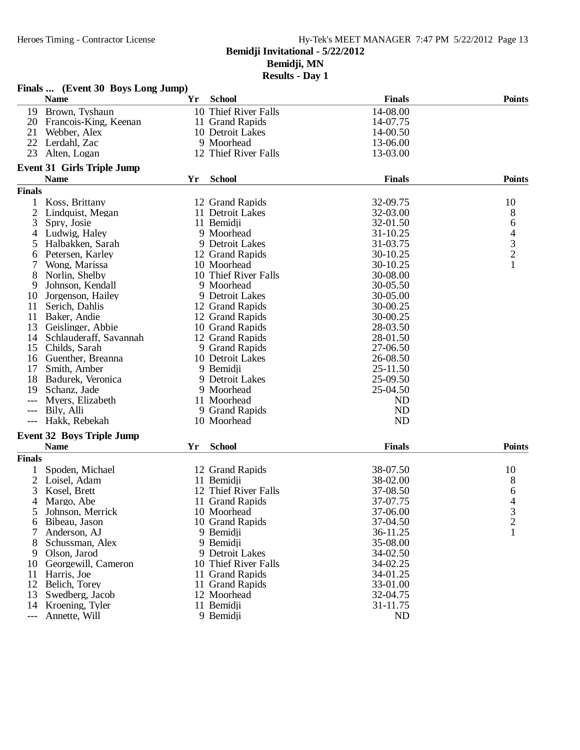## Bemidji Invitational - 5/22/2012
### Bemidji, MN
### Results - Day 1

**Finals ... (Event 30 Boys Long Jump)**

| | Name | Yr | School | Finals | Points |
|---|---|---|---|---|---|
| 19 | Brown, Tyshaun | 10 | Thief River Falls | 14-08.00 | |
| 20 | Francois-King, Keenan | 11 | Grand Rapids | 14-07.75 | |
| 21 | Webber, Alex | 10 | Detroit Lakes | 14-00.50 | |
| 22 | Lerdahl, Zac | 9 | Moorhead | 13-06.00 | |
| 23 | Alten, Logan | 12 | Thief River Falls | 13-03.00 | |

**Event 31 Girls Triple Jump**

| | Name | Yr | School | Finals | Points |
|---|---|---|---|---|---|
| **Finals** | | | | | |
| 1 | Koss, Brittany | 12 | Grand Rapids | 32-09.75 | 10 |
| 2 | Lindquist, Megan | 11 | Detroit Lakes | 32-03.00 | 8 |
| 3 | Spry, Josie | 11 | Bemidji | 32-01.50 | 6 |
| 4 | Ludwig, Haley | 9 | Moorhead | 31-10.25 | 4 |
| 5 | Halbakken, Sarah | 9 | Detroit Lakes | 31-03.75 | 3 |
| 6 | Petersen, Karley | 12 | Grand Rapids | 30-10.25 | 2 |
| 7 | Wong, Marissa | 10 | Moorhead | 30-10.25 | 1 |
| 8 | Norlin, Shelby | 10 | Thief River Falls | 30-08.00 | |
| 9 | Johnson, Kendall | 9 | Moorhead | 30-05.50 | |
| 10 | Jorgenson, Hailey | 9 | Detroit Lakes | 30-05.00 | |
| 11 | Serich, Dahlis | 12 | Grand Rapids | 30-00.25 | |
| 11 | Baker, Andie | 12 | Grand Rapids | 30-00.25 | |
| 13 | Geislinger, Abbie | 10 | Grand Rapids | 28-03.50 | |
| 14 | Schlauderaff, Savannah | 12 | Grand Rapids | 28-01.50 | |
| 15 | Childs, Sarah | 9 | Grand Rapids | 27-06.50 | |
| 16 | Guenther, Breanna | 10 | Detroit Lakes | 26-08.50 | |
| 17 | Smith, Amber | 9 | Bemidji | 25-11.50 | |
| 18 | Badurek, Veronica | 9 | Detroit Lakes | 25-09.50 | |
| 19 | Schanz, Jade | 9 | Moorhead | 25-04.50 | |
| --- | Myers, Elizabeth | 11 | Moorhead | ND | |
| --- | Bily, Alli | 9 | Grand Rapids | ND | |
| --- | Hakk, Rebekah | 10 | Moorhead | ND | |

**Event 32 Boys Triple Jump**

| | Name | Yr | School | Finals | Points |
|---|---|---|---|---|---|
| **Finals** | | | | | |
| 1 | Spoden, Michael | 12 | Grand Rapids | 38-07.50 | 10 |
| 2 | Loisel, Adam | 11 | Bemidji | 38-02.00 | 8 |
| 3 | Kosel, Brett | 12 | Thief River Falls | 37-08.50 | 6 |
| 4 | Margo, Abe | 11 | Grand Rapids | 37-07.75 | 4 |
| 5 | Johnson, Merrick | 10 | Moorhead | 37-06.00 | 3 |
| 6 | Bibeau, Jason | 10 | Grand Rapids | 37-04.50 | 2 |
| 7 | Anderson, AJ | 9 | Bemidji | 36-11.25 | 1 |
| 8 | Schussman, Alex | 9 | Bemidji | 35-08.00 | |
| 9 | Olson, Jarod | 9 | Detroit Lakes | 34-02.50 | |
| 10 | Georgewill, Cameron | 10 | Thief River Falls | 34-02.25 | |
| 11 | Harris, Joe | 11 | Grand Rapids | 34-01.25 | |
| 12 | Belich, Torey | 11 | Grand Rapids | 33-01.00 | |
| 13 | Swedberg, Jacob | 12 | Moorhead | 32-04.75 | |
| 14 | Kroening, Tyler | 11 | Bemidji | 31-11.75 | |
| --- | Annette, Will | 9 | Bemidji | ND | |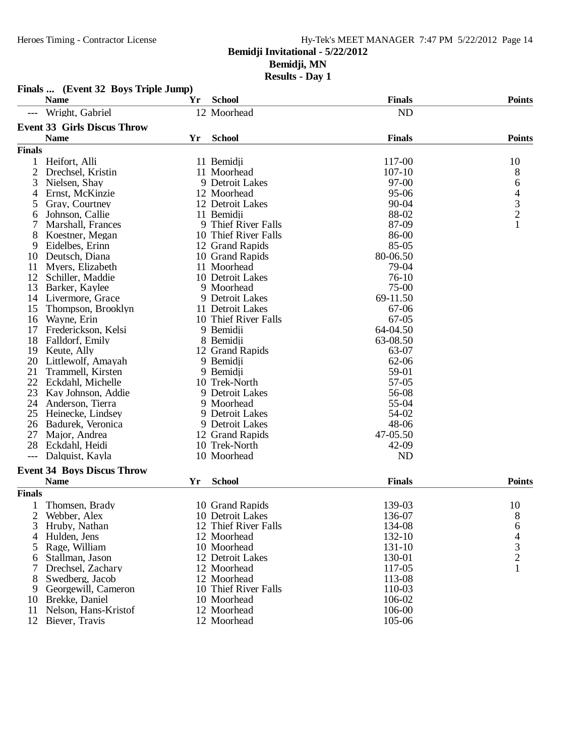Bemidji Invitational - 5/22/2012
Bemidji, MN
Results - Day 1

**Finals ... (Event 32 Boys Triple Jump)**

| | Name | Yr | School | Finals | Points |
|---|---|---|---|---|---|
| --- | Wright, Gabriel | 12 | Moorhead | ND | |

**Event 33 Girls Discus Throw**

| | Name | Yr | School | Finals | Points |
|---|---|---|---|---|---|
| **Finals** | | | | | |
| 1 | Heifort, Alli | 11 | Bemidji | 117-00 | 10 |
| 2 | Drechsel, Kristin | 11 | Moorhead | 107-10 | 8 |
| 3 | Nielsen, Shay | 9 | Detroit Lakes | 97-00 | 6 |
| 4 | Ernst, McKinzie | 12 | Moorhead | 95-06 | 4 |
| 5 | Gray, Courtney | 12 | Detroit Lakes | 90-04 | 3 |
| 6 | Johnson, Callie | 11 | Bemidji | 88-02 | 2 |
| 7 | Marshall, Frances | 9 | Thief River Falls | 87-09 | 1 |
| 8 | Koestner, Megan | 10 | Thief River Falls | 86-00 | |
| 9 | Eidelbes, Erinn | 12 | Grand Rapids | 85-05 | |
| 10 | Deutsch, Diana | 10 | Grand Rapids | 80-06.50 | |
| 11 | Myers, Elizabeth | 11 | Moorhead | 79-04 | |
| 12 | Schiller, Maddie | 10 | Detroit Lakes | 76-10 | |
| 13 | Barker, Kaylee | 9 | Moorhead | 75-00 | |
| 14 | Livermore, Grace | 9 | Detroit Lakes | 69-11.50 | |
| 15 | Thompson, Brooklyn | 11 | Detroit Lakes | 67-06 | |
| 16 | Wayne, Erin | 10 | Thief River Falls | 67-05 | |
| 17 | Frederickson, Kelsi | 9 | Bemidji | 64-04.50 | |
| 18 | Falldorf, Emily | 8 | Bemidji | 63-08.50 | |
| 19 | Keute, Ally | 12 | Grand Rapids | 63-07 | |
| 20 | Littlewolf, Amayah | 9 | Bemidji | 62-06 | |
| 21 | Trammell, Kirsten | 9 | Bemidji | 59-01 | |
| 22 | Eckdahl, Michelle | 10 | Trek-North | 57-05 | |
| 23 | Kay Johnson, Addie | 9 | Detroit Lakes | 56-08 | |
| 24 | Anderson, Tierra | 9 | Moorhead | 55-04 | |
| 25 | Heinecke, Lindsey | 9 | Detroit Lakes | 54-02 | |
| 26 | Badurek, Veronica | 9 | Detroit Lakes | 48-06 | |
| 27 | Major, Andrea | 12 | Grand Rapids | 47-05.50 | |
| 28 | Eckdahl, Heidi | 10 | Trek-North | 42-09 | |
| --- | Dalquist, Kayla | 10 | Moorhead | ND | |

**Event 34 Boys Discus Throw**

| | Name | Yr | School | Finals | Points |
|---|---|---|---|---|---|
| **Finals** | | | | | |
| 1 | Thomsen, Brady | 10 | Grand Rapids | 139-03 | 10 |
| 2 | Webber, Alex | 10 | Detroit Lakes | 136-07 | 8 |
| 3 | Hruby, Nathan | 12 | Thief River Falls | 134-08 | 6 |
| 4 | Hulden, Jens | 12 | Moorhead | 132-10 | 4 |
| 5 | Rage, William | 10 | Moorhead | 131-10 | 3 |
| 6 | Stallman, Jason | 12 | Detroit Lakes | 130-01 | 2 |
| 7 | Drechsel, Zachary | 12 | Moorhead | 117-05 | 1 |
| 8 | Swedberg, Jacob | 12 | Moorhead | 113-08 | |
| 9 | Georgewill, Cameron | 10 | Thief River Falls | 110-03 | |
| 10 | Brekke, Daniel | 10 | Moorhead | 106-02 | |
| 11 | Nelson, Hans-Kristof | 12 | Moorhead | 106-00 | |
| 12 | Biever, Travis | 12 | Moorhead | 105-06 | |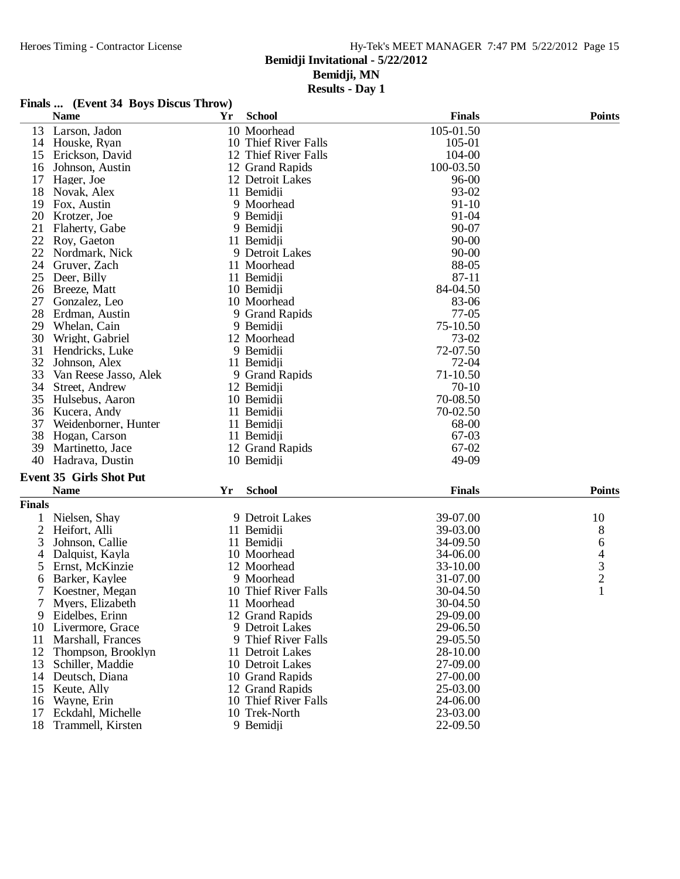# Bemidji Invitational - 5/22/2012

## Bemidji, MN

## Results - Day 1

### Finals ... (Event 34 Boys Discus Throw)

| | Name | Yr | School | Finals | Points |
|---|---|---|---|---|---|
| 13 | Larson, Jadon | 10 | Moorhead | 105-01.50 | |
| 14 | Houske, Ryan | 10 | Thief River Falls | 105-01 | |
| 15 | Erickson, David | 12 | Thief River Falls | 104-00 | |
| 16 | Johnson, Austin | 12 | Grand Rapids | 100-03.50 | |
| 17 | Hager, Joe | 12 | Detroit Lakes | 96-00 | |
| 18 | Novak, Alex | 11 | Bemidji | 93-02 | |
| 19 | Fox, Austin | 9 | Moorhead | 91-10 | |
| 20 | Krotzer, Joe | 9 | Bemidji | 91-04 | |
| 21 | Flaherty, Gabe | 9 | Bemidji | 90-07 | |
| 22 | Roy, Gaeton | 11 | Bemidji | 90-00 | |
| 22 | Nordmark, Nick | 9 | Detroit Lakes | 90-00 | |
| 24 | Gruver, Zach | 11 | Moorhead | 88-05 | |
| 25 | Deer, Billy | 11 | Bemidji | 87-11 | |
| 26 | Breeze, Matt | 10 | Bemidji | 84-04.50 | |
| 27 | Gonzalez, Leo | 10 | Moorhead | 83-06 | |
| 28 | Erdman, Austin | 9 | Grand Rapids | 77-05 | |
| 29 | Whelan, Cain | 9 | Bemidji | 75-10.50 | |
| 30 | Wright, Gabriel | 12 | Moorhead | 73-02 | |
| 31 | Hendricks, Luke | 9 | Bemidji | 72-07.50 | |
| 32 | Johnson, Alex | 11 | Bemidji | 72-04 | |
| 33 | Van Reese Jasso, Alek | 9 | Grand Rapids | 71-10.50 | |
| 34 | Street, Andrew | 12 | Bemidji | 70-10 | |
| 35 | Hulsebus, Aaron | 10 | Bemidji | 70-08.50 | |
| 36 | Kucera, Andy | 11 | Bemidji | 70-02.50 | |
| 37 | Weidenborner, Hunter | 11 | Bemidji | 68-00 | |
| 38 | Hogan, Carson | 11 | Bemidji | 67-03 | |
| 39 | Martinetto, Jace | 12 | Grand Rapids | 67-02 | |
| 40 | Hadrava, Dustin | 10 | Bemidji | 49-09 | |

### Event 35 Girls Shot Put

**Finals**

| | Name | Yr | School | Finals | Points |
|---|---|---|---|---|---|
| 1 | Nielsen, Shay | 9 | Detroit Lakes | 39-07.00 | 10 |
| 2 | Heifort, Alli | 11 | Bemidji | 39-03.00 | 8 |
| 3 | Johnson, Callie | 11 | Bemidji | 34-09.50 | 6 |
| 4 | Dalquist, Kayla | 10 | Moorhead | 34-06.00 | 4 |
| 5 | Ernst, McKinzie | 12 | Moorhead | 33-10.00 | 3 |
| 6 | Barker, Kaylee | 9 | Moorhead | 31-07.00 | 2 |
| 7 | Koestner, Megan | 10 | Thief River Falls | 30-04.50 | 1 |
| 7 | Myers, Elizabeth | 11 | Moorhead | 30-04.50 | |
| 9 | Eidelbes, Erinn | 12 | Grand Rapids | 29-09.00 | |
| 10 | Livermore, Grace | 9 | Detroit Lakes | 29-06.50 | |
| 11 | Marshall, Frances | 9 | Thief River Falls | 29-05.50 | |
| 12 | Thompson, Brooklyn | 11 | Detroit Lakes | 28-10.00 | |
| 13 | Schiller, Maddie | 10 | Detroit Lakes | 27-09.00 | |
| 14 | Deutsch, Diana | 10 | Grand Rapids | 27-00.00 | |
| 15 | Keute, Ally | 12 | Grand Rapids | 25-03.00 | |
| 16 | Wayne, Erin | 10 | Thief River Falls | 24-06.00 | |
| 17 | Eckdahl, Michelle | 10 | Trek-North | 23-03.00 | |
| 18 | Trammell, Kirsten | 9 | Bemidji | 22-09.50 | |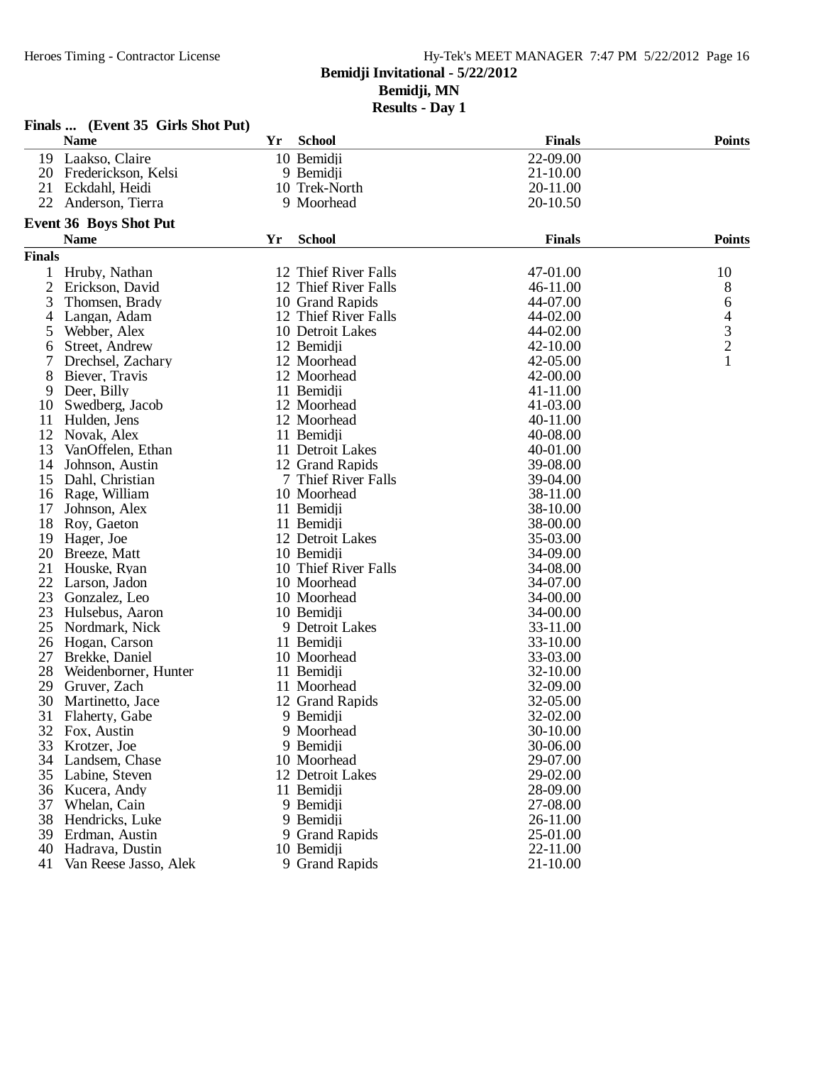**Bemidji Invitational - 5/22/2012**
**Bemidji, MN**
**Results - Day 1**

### Finals ... (Event 35 Girls Shot Put)

| | Name | Yr | School | Finals | Points |
|---|---|---|---|---|---|
| 19 | Laakso, Claire | 10 | Bemidji | 22-09.00 | |
| 20 | Frederickson, Kelsi | 9 | Bemidji | 21-10.00 | |
| 21 | Eckdahl, Heidi | 10 | Trek-North | 20-11.00 | |
| 22 | Anderson, Tierra | 9 | Moorhead | 20-10.50 | |

### Event 36 Boys Shot Put

| | Name | Yr | School | Finals | Points |
|---|---|---|---|---|---|
| **Finals** | | | | | |
| 1 | Hruby, Nathan | 12 | Thief River Falls | 47-01.00 | 10 |
| 2 | Erickson, David | 12 | Thief River Falls | 46-11.00 | 8 |
| 3 | Thomsen, Brady | 10 | Grand Rapids | 44-07.00 | 6 |
| 4 | Langan, Adam | 12 | Thief River Falls | 44-02.00 | 4 |
| 5 | Webber, Alex | 10 | Detroit Lakes | 44-02.00 | 3 |
| 6 | Street, Andrew | 12 | Bemidji | 42-10.00 | 2 |
| 7 | Drechsel, Zachary | 12 | Moorhead | 42-05.00 | 1 |
| 8 | Biever, Travis | 12 | Moorhead | 42-00.00 | |
| 9 | Deer, Billy | 11 | Bemidji | 41-11.00 | |
| 10 | Swedberg, Jacob | 12 | Moorhead | 41-03.00 | |
| 11 | Hulden, Jens | 12 | Moorhead | 40-11.00 | |
| 12 | Novak, Alex | 11 | Bemidji | 40-08.00 | |
| 13 | VanOffelen, Ethan | 11 | Detroit Lakes | 40-01.00 | |
| 14 | Johnson, Austin | 12 | Grand Rapids | 39-08.00 | |
| 15 | Dahl, Christian | 7 | Thief River Falls | 39-04.00 | |
| 16 | Rage, William | 10 | Moorhead | 38-11.00 | |
| 17 | Johnson, Alex | 11 | Bemidji | 38-10.00 | |
| 18 | Roy, Gaeton | 11 | Bemidji | 38-00.00 | |
| 19 | Hager, Joe | 12 | Detroit Lakes | 35-03.00 | |
| 20 | Breeze, Matt | 10 | Bemidji | 34-09.00 | |
| 21 | Houske, Ryan | 10 | Thief River Falls | 34-08.00 | |
| 22 | Larson, Jadon | 10 | Moorhead | 34-07.00 | |
| 23 | Gonzalez, Leo | 10 | Moorhead | 34-00.00 | |
| 23 | Hulsebus, Aaron | 10 | Bemidji | 34-00.00 | |
| 25 | Nordmark, Nick | 9 | Detroit Lakes | 33-11.00 | |
| 26 | Hogan, Carson | 11 | Bemidji | 33-10.00 | |
| 27 | Brekke, Daniel | 10 | Moorhead | 33-03.00 | |
| 28 | Weidenborner, Hunter | 11 | Bemidji | 32-10.00 | |
| 29 | Gruver, Zach | 11 | Moorhead | 32-09.00 | |
| 30 | Martinetto, Jace | 12 | Grand Rapids | 32-05.00 | |
| 31 | Flaherty, Gabe | 9 | Bemidji | 32-02.00 | |
| 32 | Fox, Austin | 9 | Moorhead | 30-10.00 | |
| 33 | Krotzer, Joe | 9 | Bemidji | 30-06.00 | |
| 34 | Landsem, Chase | 10 | Moorhead | 29-07.00 | |
| 35 | Labine, Steven | 12 | Detroit Lakes | 29-02.00 | |
| 36 | Kucera, Andy | 11 | Bemidji | 28-09.00 | |
| 37 | Whelan, Cain | 9 | Bemidji | 27-08.00 | |
| 38 | Hendricks, Luke | 9 | Bemidji | 26-11.00 | |
| 39 | Erdman, Austin | 9 | Grand Rapids | 25-01.00 | |
| 40 | Hadrava, Dustin | 10 | Bemidji | 22-11.00 | |
| 41 | Van Reese Jasso, Alek | 9 | Grand Rapids | 21-10.00 | |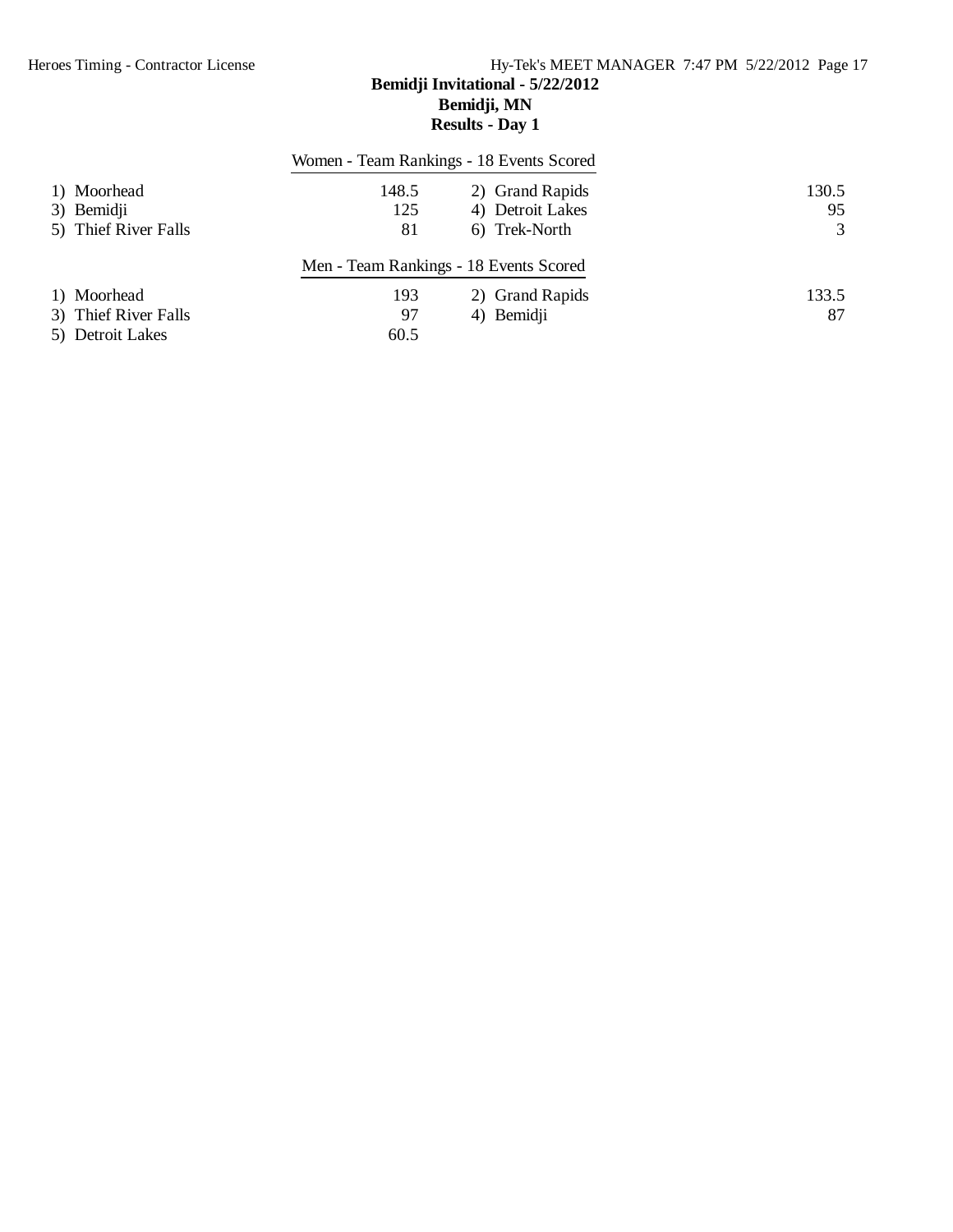**Bemidji Invitational - 5/22/2012**
**Bemidji, MN**
**Results - Day 1**

### Women - Team Rankings - 18 Events Scored

| | | | |
|---|---|---|---|
| 1) Moorhead | 148.5 | 2) Grand Rapids | 130.5 |
| 3) Bemidji | 125 | 4) Detroit Lakes | 95 |
| 5) Thief River Falls | 81 | 6) Trek-North | 3 |

### Men - Team Rankings - 18 Events Scored

| | | | |
|---|---|---|---|
| 1) Moorhead | 193 | 2) Grand Rapids | 133.5 |
| 3) Thief River Falls | 97 | 4) Bemidji | 87 |
| 5) Detroit Lakes | 60.5 | | |